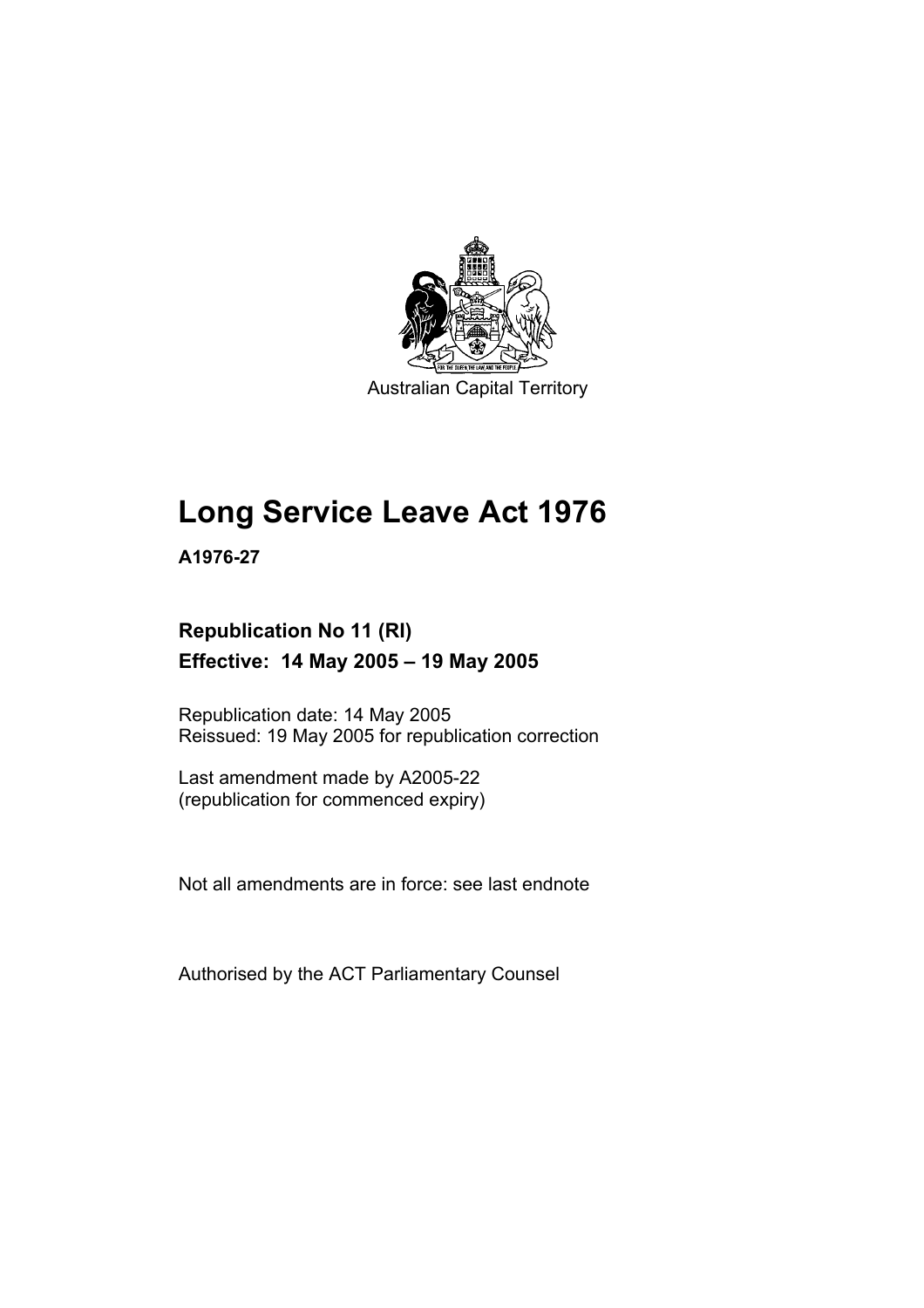Australian Capital Territory

# Long Service Leave Act 1976

**A1976-27**

## Republication No 11 (RI)

## Effective: 14 May 2005 – 19 May 2005

Republication date: 14 May 2005
Reissued: 19 May 2005 for republication correction

Last amendment made by A2005-22
(republication for commenced expiry)

Not all amendments are in force: see last endnote

Authorised by the ACT Parliamentary Counsel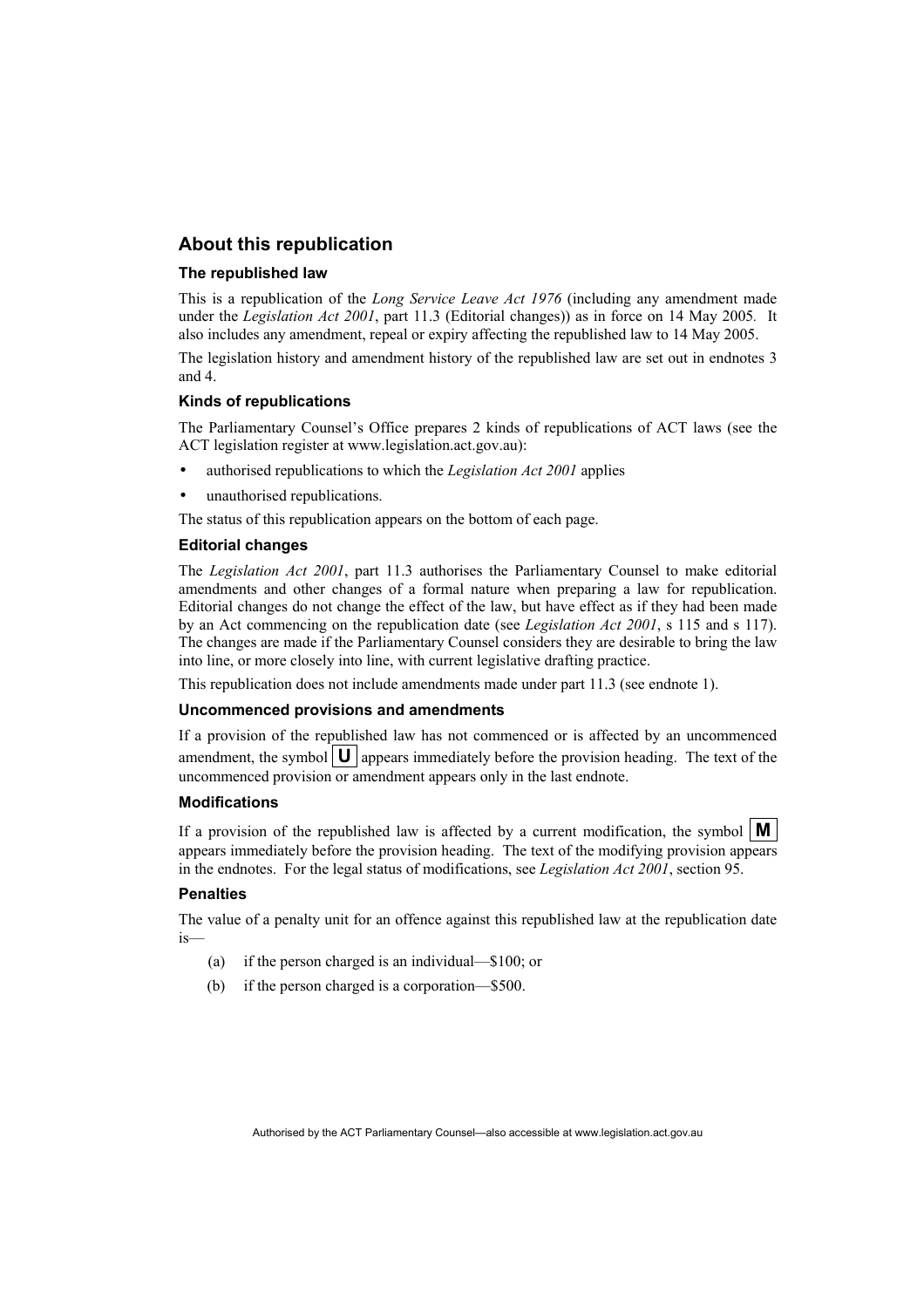## About this republication

### The republished law

This is a republication of the *Long Service Leave Act 1976* (including any amendment made under the *Legislation Act 2001*, part 11.3 (Editorial changes)) as in force on 14 May 2005. It also includes any amendment, repeal or expiry affecting the republished law to 14 May 2005.

The legislation history and amendment history of the republished law are set out in endnotes 3 and 4.

### Kinds of republications

The Parliamentary Counsel's Office prepares 2 kinds of republications of ACT laws (see the ACT legislation register at www.legislation.act.gov.au):

- authorised republications to which the *Legislation Act 2001* applies
- unauthorised republications.

The status of this republication appears on the bottom of each page.

### Editorial changes

The *Legislation Act 2001*, part 11.3 authorises the Parliamentary Counsel to make editorial amendments and other changes of a formal nature when preparing a law for republication. Editorial changes do not change the effect of the law, but have effect as if they had been made by an Act commencing on the republication date (see *Legislation Act 2001*, s 115 and s 117). The changes are made if the Parliamentary Counsel considers they are desirable to bring the law into line, or more closely into line, with current legislative drafting practice.

This republication does not include amendments made under part 11.3 (see endnote 1).

### Uncommenced provisions and amendments

If a provision of the republished law has not commenced or is affected by an uncommenced amendment, the symbol **U** appears immediately before the provision heading. The text of the uncommenced provision or amendment appears only in the last endnote.

### Modifications

If a provision of the republished law is affected by a current modification, the symbol **M** appears immediately before the provision heading. The text of the modifying provision appears in the endnotes. For the legal status of modifications, see *Legislation Act 2001*, section 95.

### Penalties

The value of a penalty unit for an offence against this republished law at the republication date is—

(a) if the person charged is an individual—$100; or

(b) if the person charged is a corporation—$500.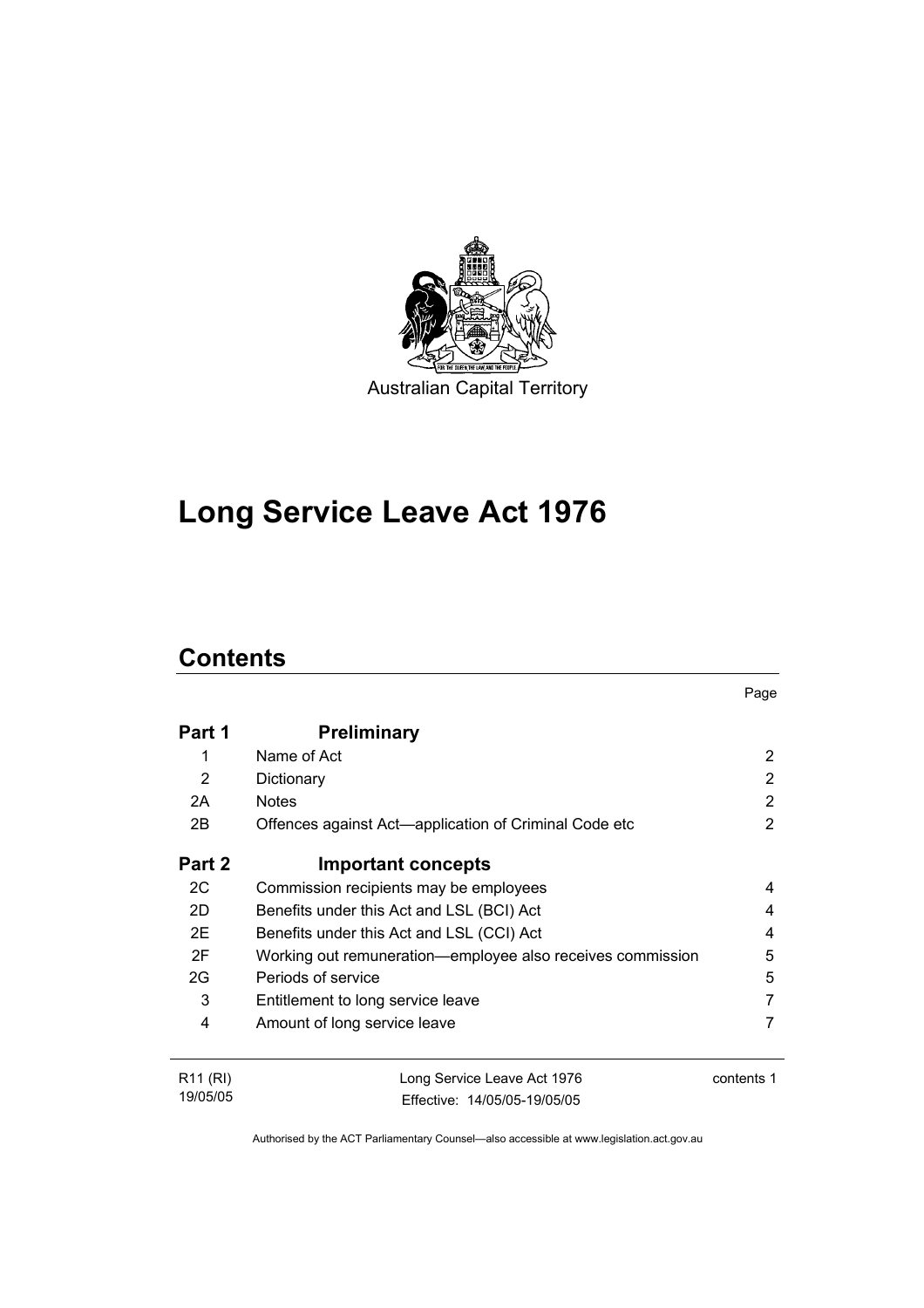Australian Capital Territory

# Long Service Leave Act 1976

## Contents

| | | Page |
|---|---|---|
| **Part 1** | **Preliminary** | |
| 1 | Name of Act | 2 |
| 2 | Dictionary | 2 |
| 2A | Notes | 2 |
| 2B | Offences against Act—application of Criminal Code etc | 2 |
| **Part 2** | **Important concepts** | |
| 2C | Commission recipients may be employees | 4 |
| 2D | Benefits under this Act and LSL (BCI) Act | 4 |
| 2E | Benefits under this Act and LSL (CCI) Act | 4 |
| 2F | Working out remuneration—employee also receives commission | 5 |
| 2G | Periods of service | 5 |
| 3 | Entitlement to long service leave | 7 |
| 4 | Amount of long service leave | 7 |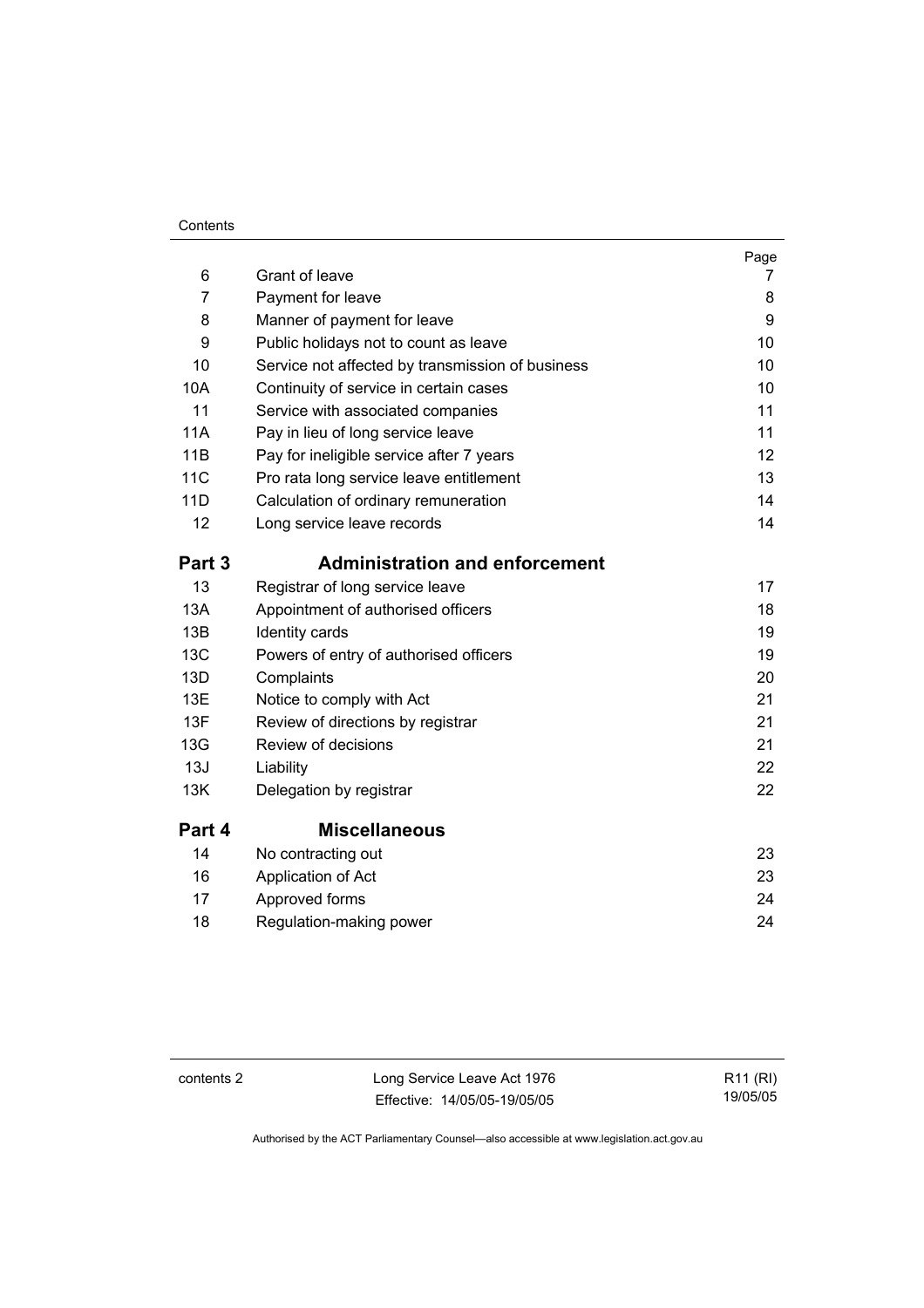| | | Page |
|---|---|---|
| 6 | Grant of leave | 7 |
| 7 | Payment for leave | 8 |
| 8 | Manner of payment for leave | 9 |
| 9 | Public holidays not to count as leave | 10 |
| 10 | Service not affected by transmission of business | 10 |
| 10A | Continuity of service in certain cases | 10 |
| 11 | Service with associated companies | 11 |
| 11A | Pay in lieu of long service leave | 11 |
| 11B | Pay for ineligible service after 7 years | 12 |
| 11C | Pro rata long service leave entitlement | 13 |
| 11D | Calculation of ordinary remuneration | 14 |
| 12 | Long service leave records | 14 |

## Part 3 Administration and enforcement

| | | |
|---|---|---|
| 13 | Registrar of long service leave | 17 |
| 13A | Appointment of authorised officers | 18 |
| 13B | Identity cards | 19 |
| 13C | Powers of entry of authorised officers | 19 |
| 13D | Complaints | 20 |
| 13E | Notice to comply with Act | 21 |
| 13F | Review of directions by registrar | 21 |
| 13G | Review of decisions | 21 |
| 13J | Liability | 22 |
| 13K | Delegation by registrar | 22 |

## Part 4 Miscellaneous

| | | |
|---|---|---|
| 14 | No contracting out | 23 |
| 16 | Application of Act | 23 |
| 17 | Approved forms | 24 |
| 18 | Regulation-making power | 24 |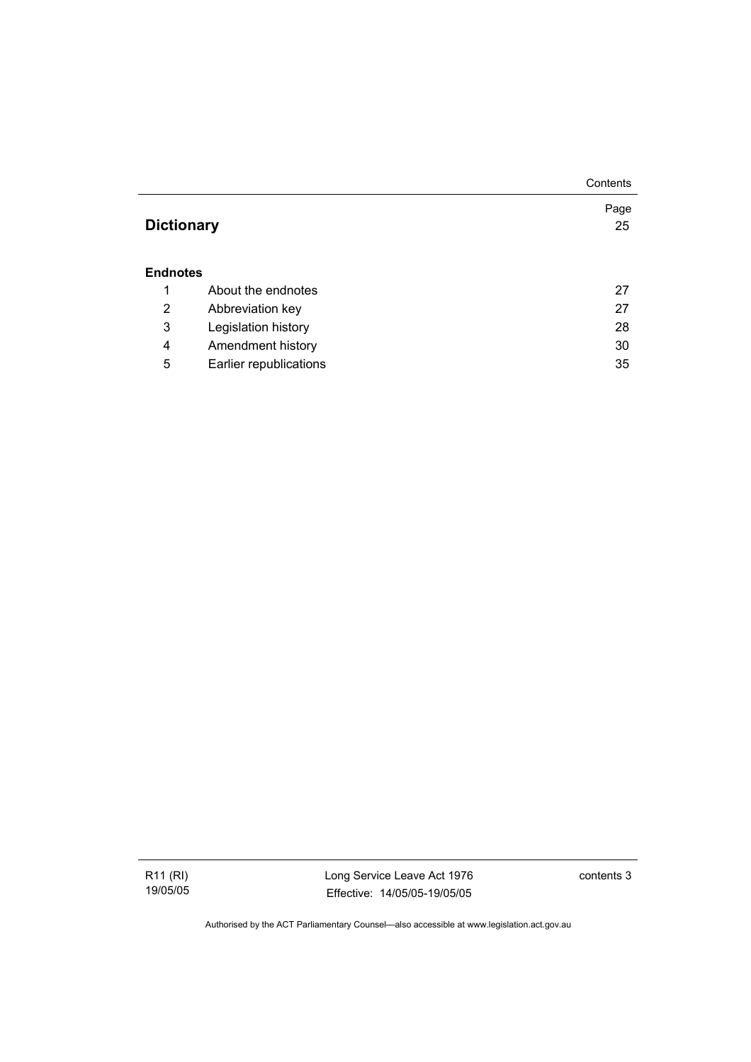| | | Page |
|---|---|---|
| **Dictionary** | | 25 |
| **Endnotes** | | |
| 1 | About the endnotes | 27 |
| 2 | Abbreviation key | 27 |
| 3 | Legislation history | 28 |
| 4 | Amendment history | 30 |
| 5 | Earlier republications | 35 |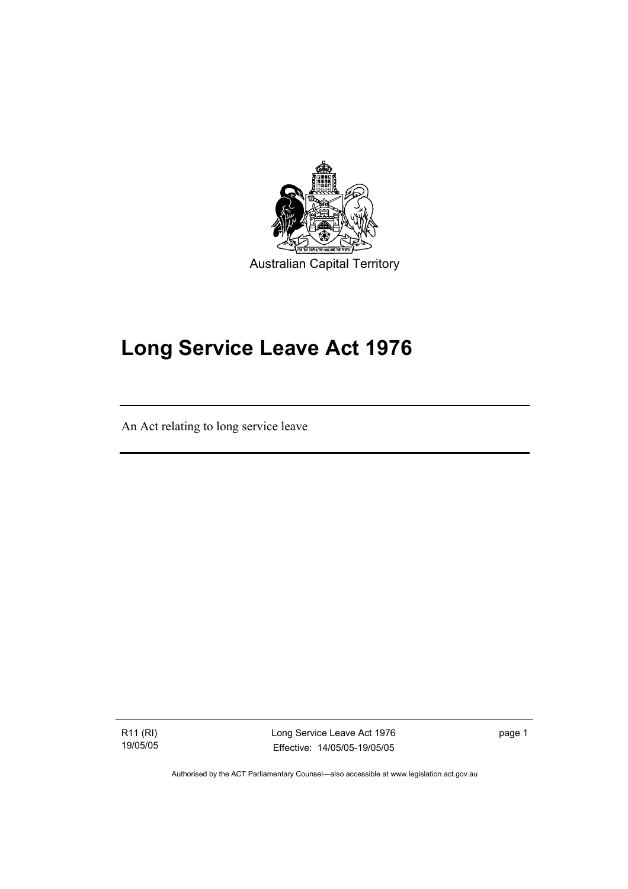Australian Capital Territory

# Long Service Leave Act 1976

An Act relating to long service leave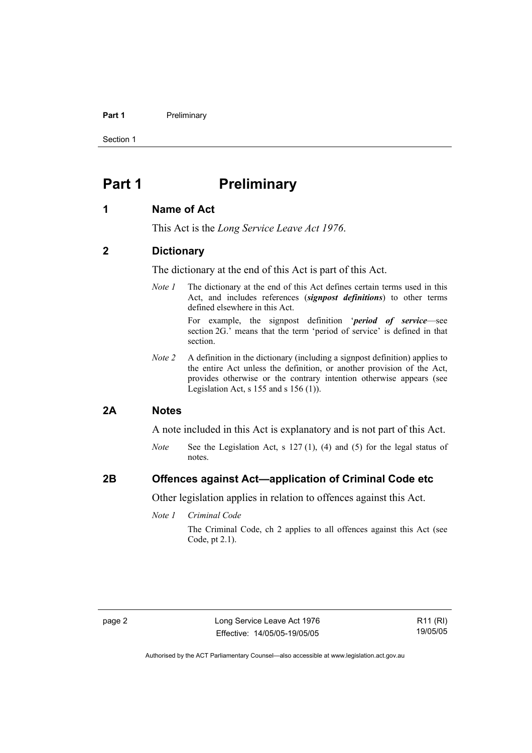# Part 1 Preliminary

## 1 Name of Act

This Act is the *Long Service Leave Act 1976*.

## 2 Dictionary

The dictionary at the end of this Act is part of this Act.

*Note 1* The dictionary at the end of this Act defines certain terms used in this Act, and includes references (***signpost definitions***) to other terms defined elsewhere in this Act.

For example, the signpost definition '***period of service***—see section 2G.' means that the term 'period of service' is defined in that section.

*Note 2* A definition in the dictionary (including a signpost definition) applies to the entire Act unless the definition, or another provision of the Act, provides otherwise or the contrary intention otherwise appears (see Legislation Act, s 155 and s 156 (1)).

## 2A Notes

A note included in this Act is explanatory and is not part of this Act.

*Note* See the Legislation Act, s 127 (1), (4) and (5) for the legal status of notes.

## 2B Offences against Act—application of Criminal Code etc

Other legislation applies in relation to offences against this Act.

*Note 1* *Criminal Code*

The Criminal Code, ch 2 applies to all offences against this Act (see Code, pt 2.1).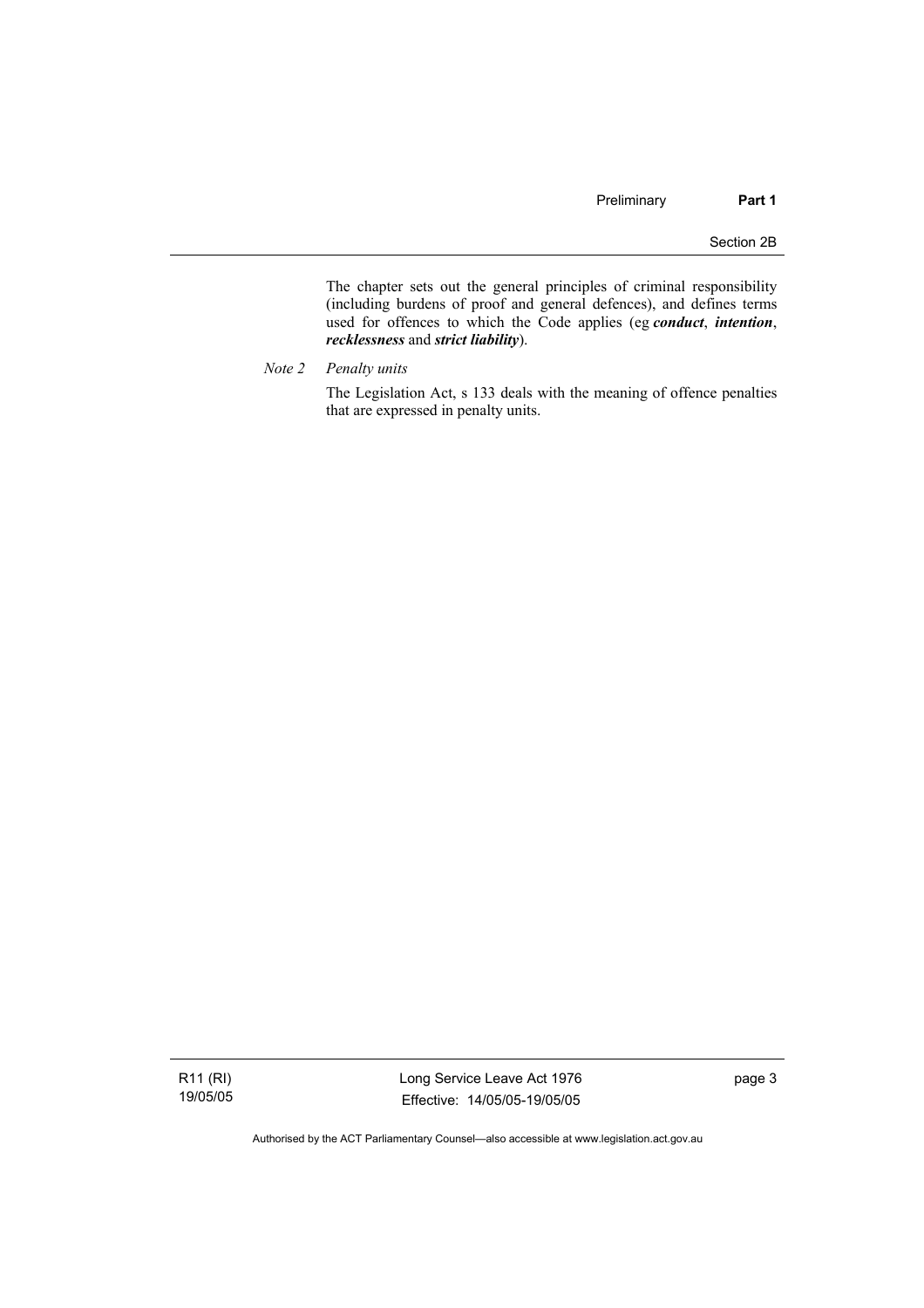The chapter sets out the general principles of criminal responsibility (including burdens of proof and general defences), and defines terms used for offences to which the Code applies (eg ***conduct***, ***intention***, ***recklessness*** and ***strict liability***).

*Note 2* *Penalty units*

The Legislation Act, s 133 deals with the meaning of offence penalties that are expressed in penalty units.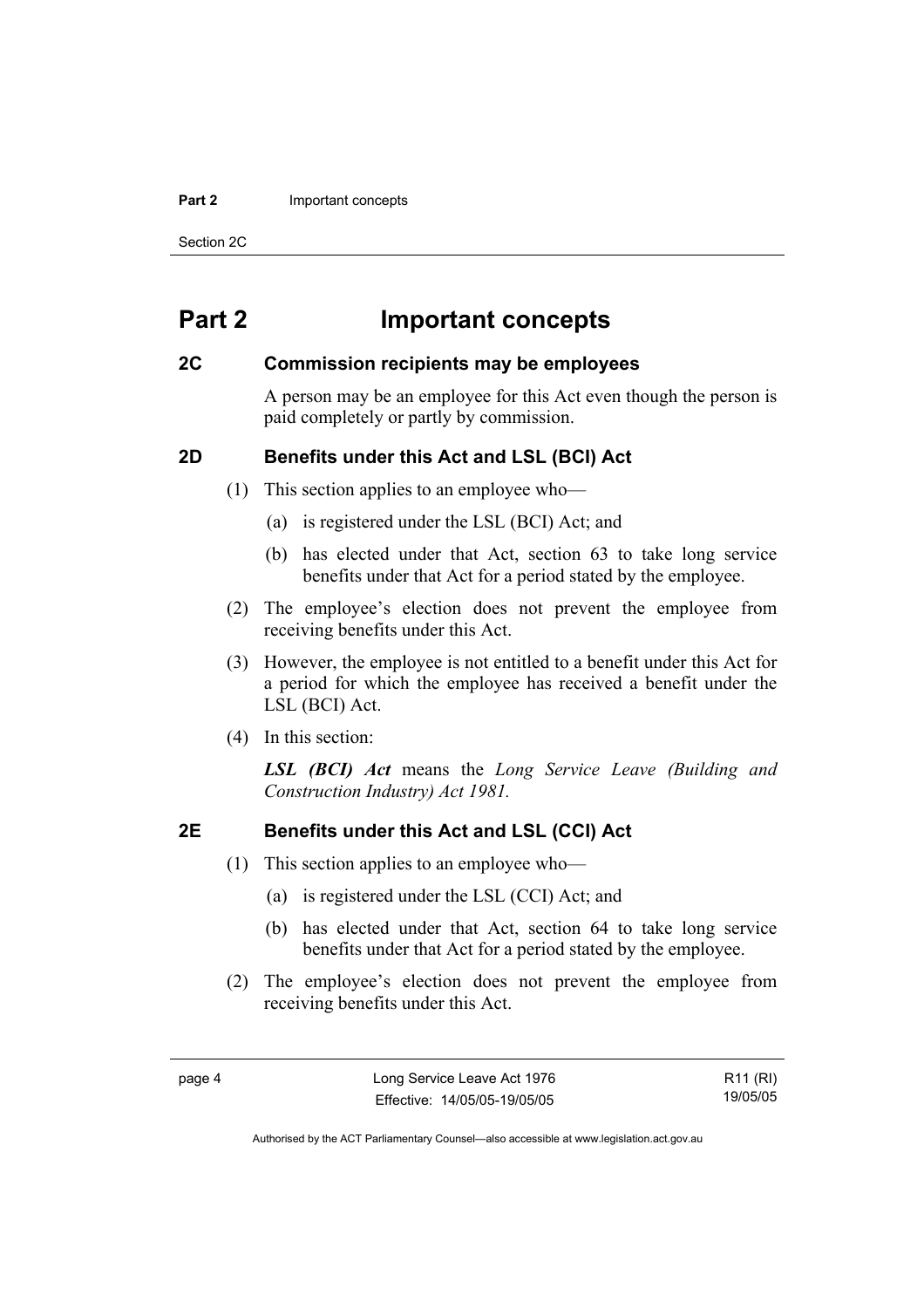# Part 2 Important concepts

## 2C Commission recipients may be employees

A person may be an employee for this Act even though the person is paid completely or partly by commission.

## 2D Benefits under this Act and LSL (BCI) Act

(1) This section applies to an employee who—

(a) is registered under the LSL (BCI) Act; and

(b) has elected under that Act, section 63 to take long service benefits under that Act for a period stated by the employee.

(2) The employee's election does not prevent the employee from receiving benefits under this Act.

(3) However, the employee is not entitled to a benefit under this Act for a period for which the employee has received a benefit under the LSL (BCI) Act.

(4) In this section:

***LSL (BCI) Act*** means the *Long Service Leave (Building and Construction Industry) Act 1981.*

## 2E Benefits under this Act and LSL (CCI) Act

(1) This section applies to an employee who—

(a) is registered under the LSL (CCI) Act; and

(b) has elected under that Act, section 64 to take long service benefits under that Act for a period stated by the employee.

(2) The employee's election does not prevent the employee from receiving benefits under this Act.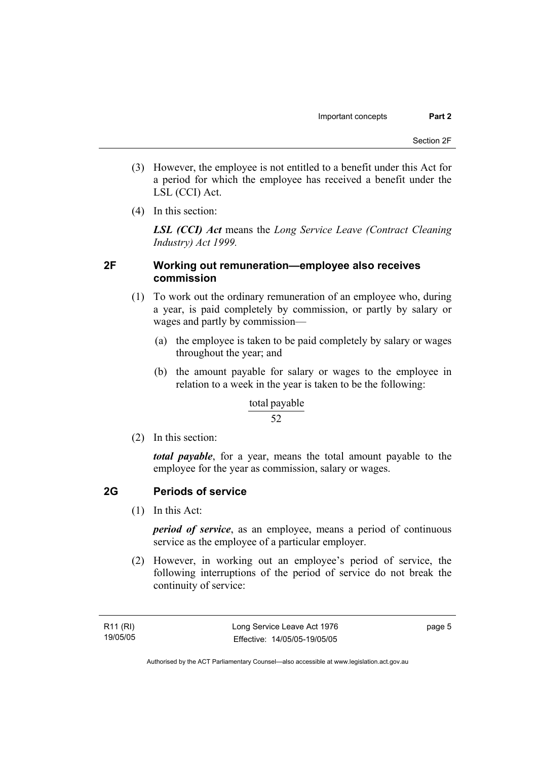(3) However, the employee is not entitled to a benefit under this Act for a period for which the employee has received a benefit under the LSL (CCI) Act.

(4) In this section:

***LSL (CCI) Act*** means the *Long Service Leave (Contract Cleaning Industry) Act 1999.*

### 2F Working out remuneration—employee also receives commission

(1) To work out the ordinary remuneration of an employee who, during a year, is paid completely by commission, or partly by salary or wages and partly by commission—

(a) the employee is taken to be paid completely by salary or wages throughout the year; and

(b) the amount payable for salary or wages to the employee in relation to a week in the year is taken to be the following:

$$\frac{\text{total payable}}{52}$$

(2) In this section:

***total payable***, for a year, means the total amount payable to the employee for the year as commission, salary or wages.

### 2G Periods of service

(1) In this Act:

***period of service***, as an employee, means a period of continuous service as the employee of a particular employer.

(2) However, in working out an employee's period of service, the following interruptions of the period of service do not break the continuity of service: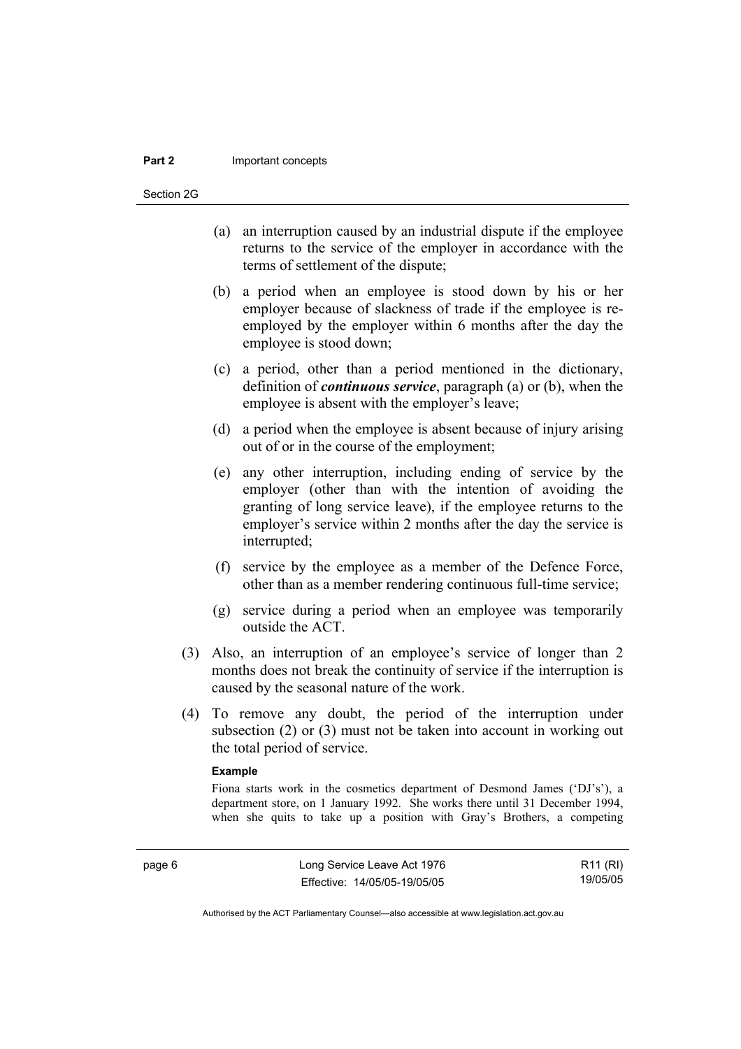(a) an interruption caused by an industrial dispute if the employee returns to the service of the employer in accordance with the terms of settlement of the dispute;

(b) a period when an employee is stood down by his or her employer because of slackness of trade if the employee is re-employed by the employer within 6 months after the day the employee is stood down;

(c) a period, other than a period mentioned in the dictionary, definition of ***continuous service***, paragraph (a) or (b), when the employee is absent with the employer's leave;

(d) a period when the employee is absent because of injury arising out of or in the course of the employment;

(e) any other interruption, including ending of service by the employer (other than with the intention of avoiding the granting of long service leave), if the employee returns to the employer's service within 2 months after the day the service is interrupted;

(f) service by the employee as a member of the Defence Force, other than as a member rendering continuous full-time service;

(g) service during a period when an employee was temporarily outside the ACT.

(3) Also, an interruption of an employee's service of longer than 2 months does not break the continuity of service if the interruption is caused by the seasonal nature of the work.

(4) To remove any doubt, the period of the interruption under subsection (2) or (3) must not be taken into account in working out the total period of service.

**Example**

Fiona starts work in the cosmetics department of Desmond James ('DJ's'), a department store, on 1 January 1992. She works there until 31 December 1994, when she quits to take up a position with Gray's Brothers, a competing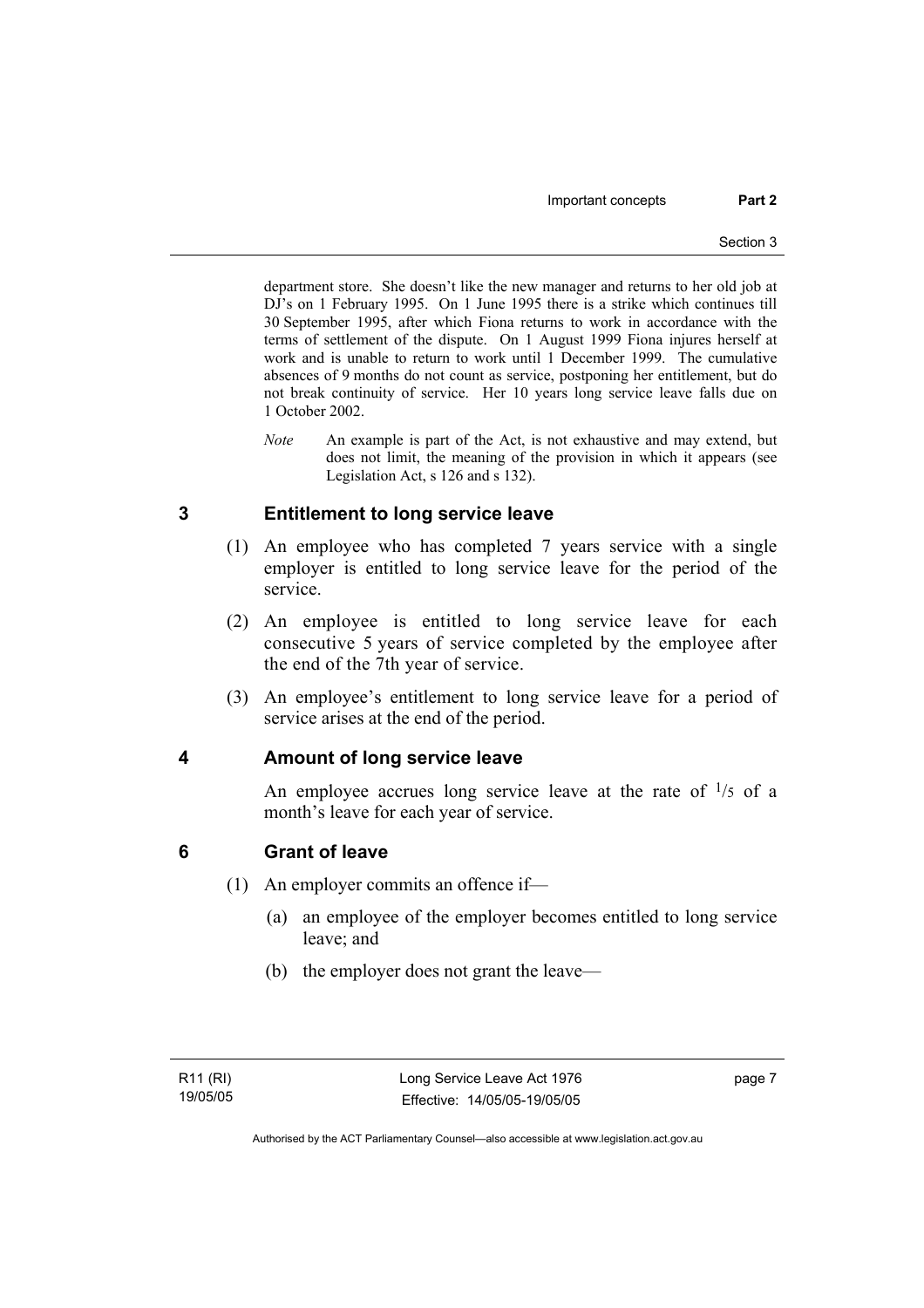department store. She doesn't like the new manager and returns to her old job at DJ's on 1 February 1995. On 1 June 1995 there is a strike which continues till 30 September 1995, after which Fiona returns to work in accordance with the terms of settlement of the dispute. On 1 August 1999 Fiona injures herself at work and is unable to return to work until 1 December 1999. The cumulative absences of 9 months do not count as service, postponing her entitlement, but do not break continuity of service. Her 10 years long service leave falls due on 1 October 2002.

*Note* An example is part of the Act, is not exhaustive and may extend, but does not limit, the meaning of the provision in which it appears (see Legislation Act, s 126 and s 132).

## 3 Entitlement to long service leave

(1) An employee who has completed 7 years service with a single employer is entitled to long service leave for the period of the service.

(2) An employee is entitled to long service leave for each consecutive 5 years of service completed by the employee after the end of the 7th year of service.

(3) An employee's entitlement to long service leave for a period of service arises at the end of the period.

## 4 Amount of long service leave

An employee accrues long service leave at the rate of $^{1}/_{5}$ of a month's leave for each year of service.

## 6 Grant of leave

(1) An employer commits an offence if—

(a) an employee of the employer becomes entitled to long service leave; and

(b) the employer does not grant the leave—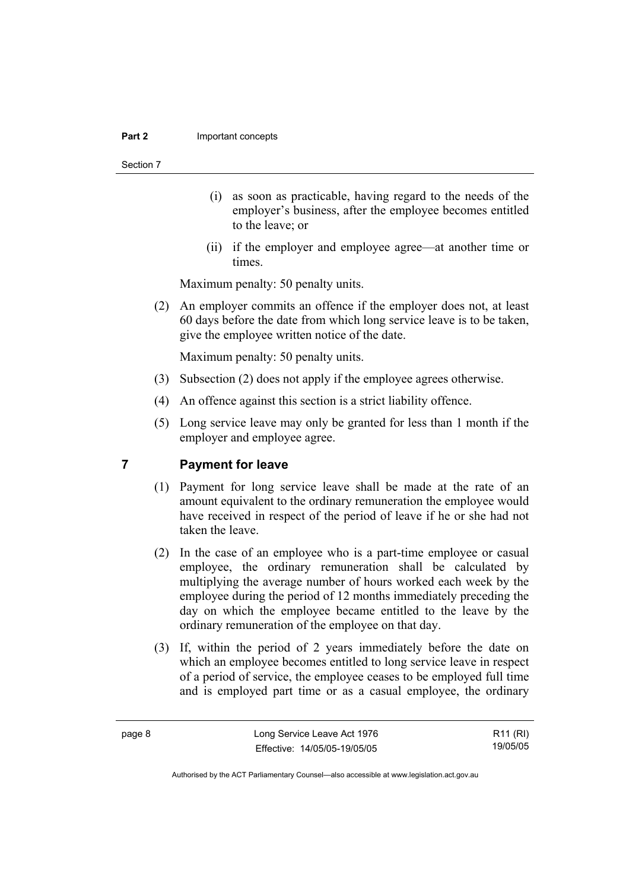(i) as soon as practicable, having regard to the needs of the employer's business, after the employee becomes entitled to the leave; or

(ii) if the employer and employee agree—at another time or times.

Maximum penalty: 50 penalty units.

(2) An employer commits an offence if the employer does not, at least 60 days before the date from which long service leave is to be taken, give the employee written notice of the date.

Maximum penalty: 50 penalty units.

(3) Subsection (2) does not apply if the employee agrees otherwise.

(4) An offence against this section is a strict liability offence.

(5) Long service leave may only be granted for less than 1 month if the employer and employee agree.

## 7 Payment for leave

(1) Payment for long service leave shall be made at the rate of an amount equivalent to the ordinary remuneration the employee would have received in respect of the period of leave if he or she had not taken the leave.

(2) In the case of an employee who is a part-time employee or casual employee, the ordinary remuneration shall be calculated by multiplying the average number of hours worked each week by the employee during the period of 12 months immediately preceding the day on which the employee became entitled to the leave by the ordinary remuneration of the employee on that day.

(3) If, within the period of 2 years immediately before the date on which an employee becomes entitled to long service leave in respect of a period of service, the employee ceases to be employed full time and is employed part time or as a casual employee, the ordinary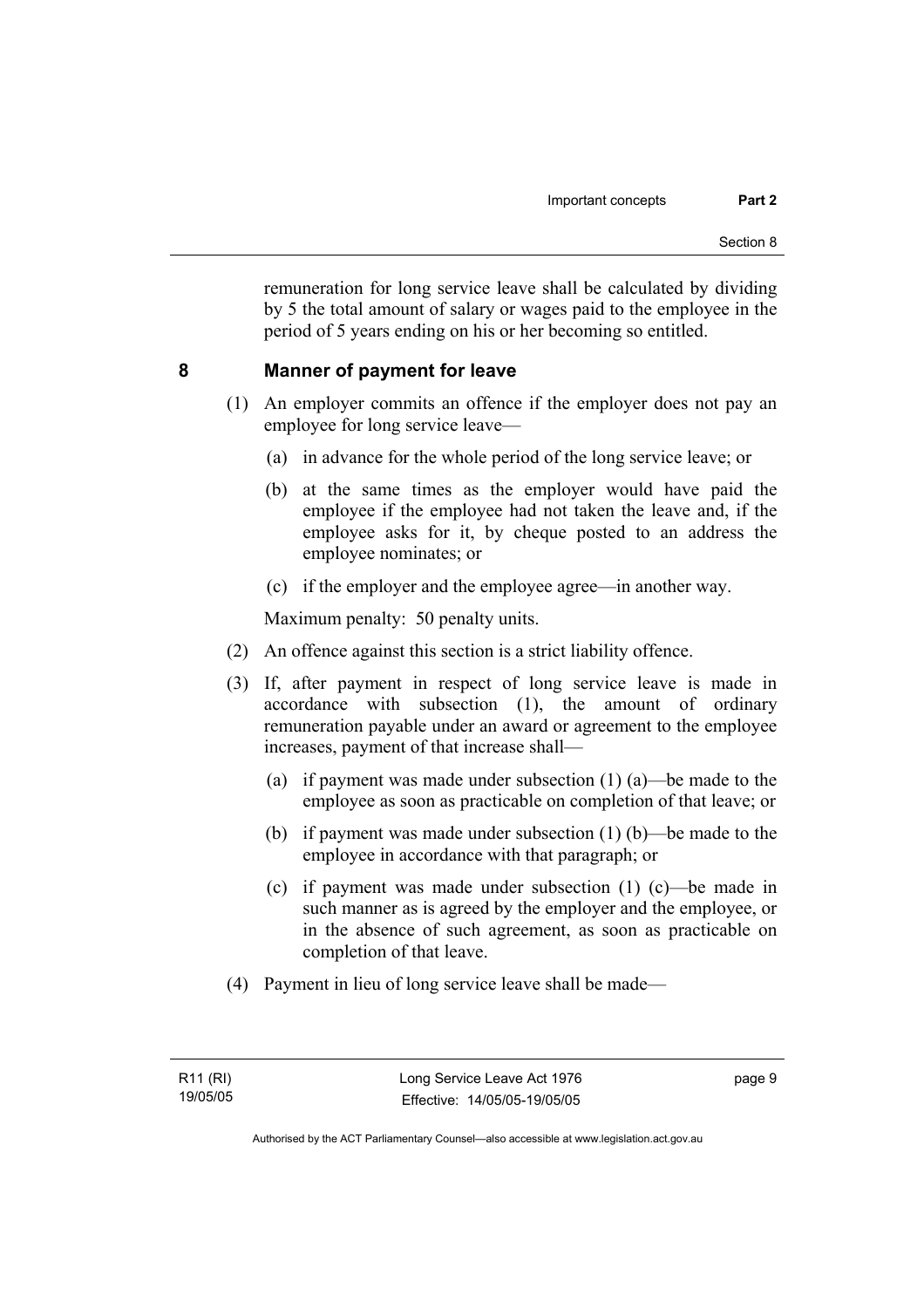remuneration for long service leave shall be calculated by dividing by 5 the total amount of salary or wages paid to the employee in the period of 5 years ending on his or her becoming so entitled.

## 8 Manner of payment for leave

(1) An employer commits an offence if the employer does not pay an employee for long service leave—

(a) in advance for the whole period of the long service leave; or

(b) at the same times as the employer would have paid the employee if the employee had not taken the leave and, if the employee asks for it, by cheque posted to an address the employee nominates; or

(c) if the employer and the employee agree—in another way.

Maximum penalty: 50 penalty units.

(2) An offence against this section is a strict liability offence.

(3) If, after payment in respect of long service leave is made in accordance with subsection (1), the amount of ordinary remuneration payable under an award or agreement to the employee increases, payment of that increase shall—

(a) if payment was made under subsection (1) (a)—be made to the employee as soon as practicable on completion of that leave; or

(b) if payment was made under subsection (1) (b)—be made to the employee in accordance with that paragraph; or

(c) if payment was made under subsection (1) (c)—be made in such manner as is agreed by the employer and the employee, or in the absence of such agreement, as soon as practicable on completion of that leave.

(4) Payment in lieu of long service leave shall be made—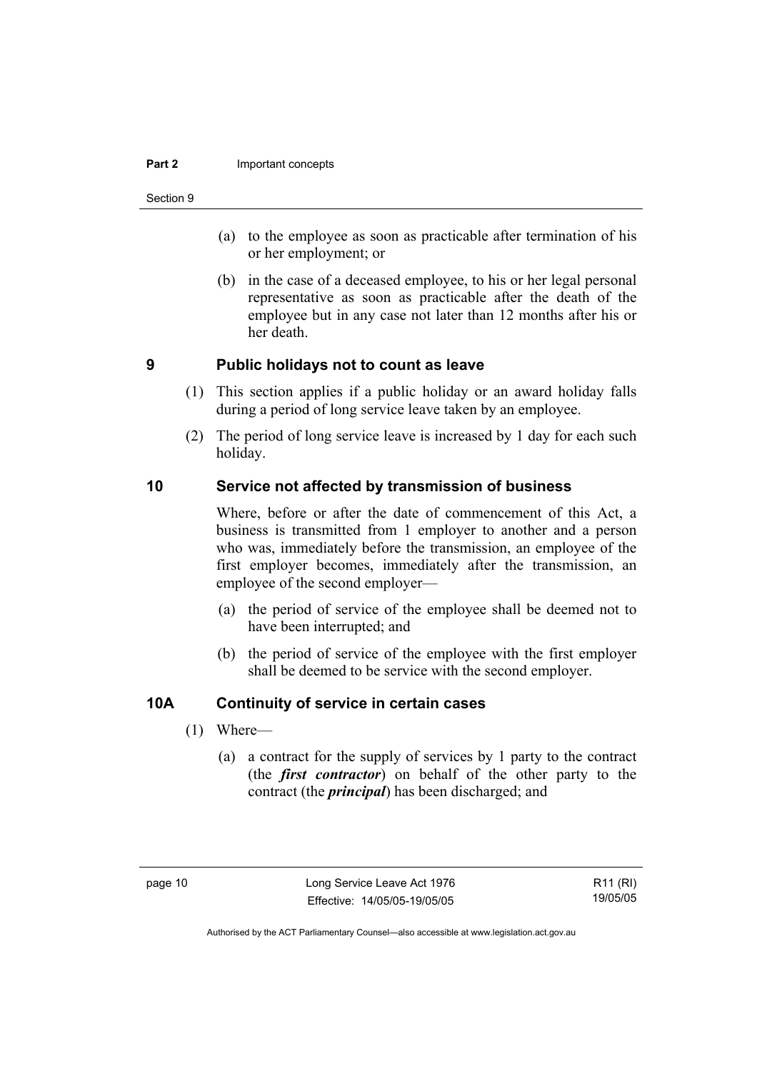(a) to the employee as soon as practicable after termination of his or her employment; or

(b) in the case of a deceased employee, to his or her legal personal representative as soon as practicable after the death of the employee but in any case not later than 12 months after his or her death.

## 9 Public holidays not to count as leave

(1) This section applies if a public holiday or an award holiday falls during a period of long service leave taken by an employee.

(2) The period of long service leave is increased by 1 day for each such holiday.

## 10 Service not affected by transmission of business

Where, before or after the date of commencement of this Act, a business is transmitted from 1 employer to another and a person who was, immediately before the transmission, an employee of the first employer becomes, immediately after the transmission, an employee of the second employer—

(a) the period of service of the employee shall be deemed not to have been interrupted; and

(b) the period of service of the employee with the first employer shall be deemed to be service with the second employer.

## 10A Continuity of service in certain cases

(1) Where—

(a) a contract for the supply of services by 1 party to the contract (the ***first contractor***) on behalf of the other party to the contract (the ***principal***) has been discharged; and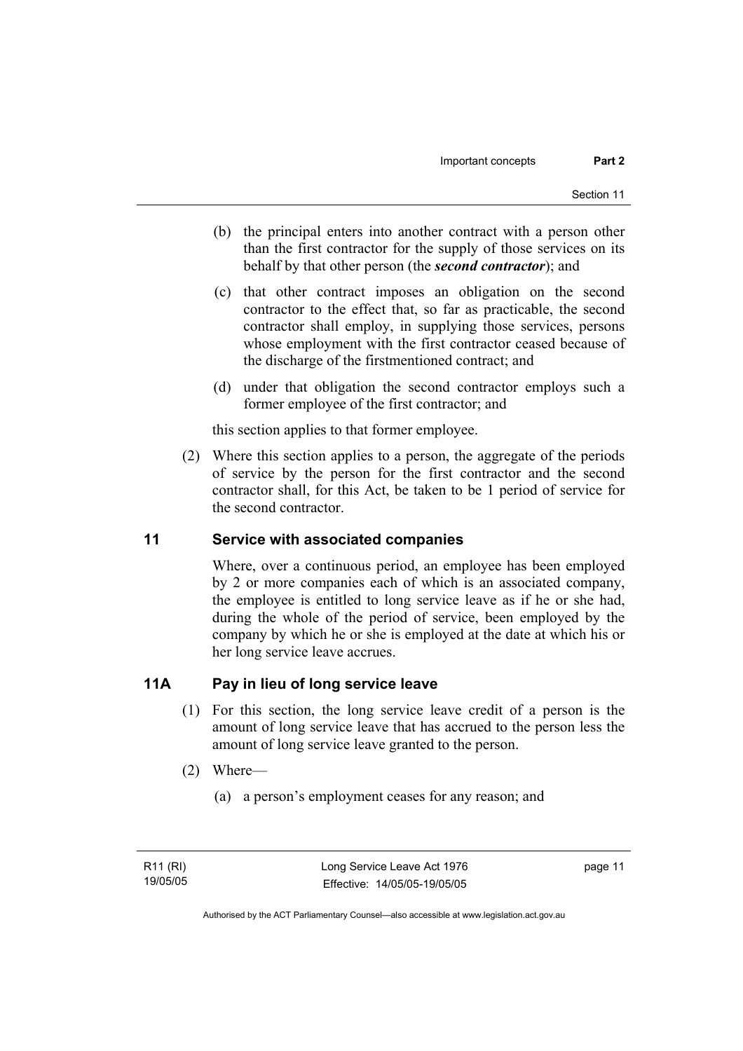(b) the principal enters into another contract with a person other than the first contractor for the supply of those services on its behalf by that other person (the ***second contractor***); and

(c) that other contract imposes an obligation on the second contractor to the effect that, so far as practicable, the second contractor shall employ, in supplying those services, persons whose employment with the first contractor ceased because of the discharge of the firstmentioned contract; and

(d) under that obligation the second contractor employs such a former employee of the first contractor; and

this section applies to that former employee.

(2) Where this section applies to a person, the aggregate of the periods of service by the person for the first contractor and the second contractor shall, for this Act, be taken to be 1 period of service for the second contractor.

## 11 Service with associated companies

Where, over a continuous period, an employee has been employed by 2 or more companies each of which is an associated company, the employee is entitled to long service leave as if he or she had, during the whole of the period of service, been employed by the company by which he or she is employed at the date at which his or her long service leave accrues.

## 11A Pay in lieu of long service leave

(1) For this section, the long service leave credit of a person is the amount of long service leave that has accrued to the person less the amount of long service leave granted to the person.

(2) Where—

(a) a person's employment ceases for any reason; and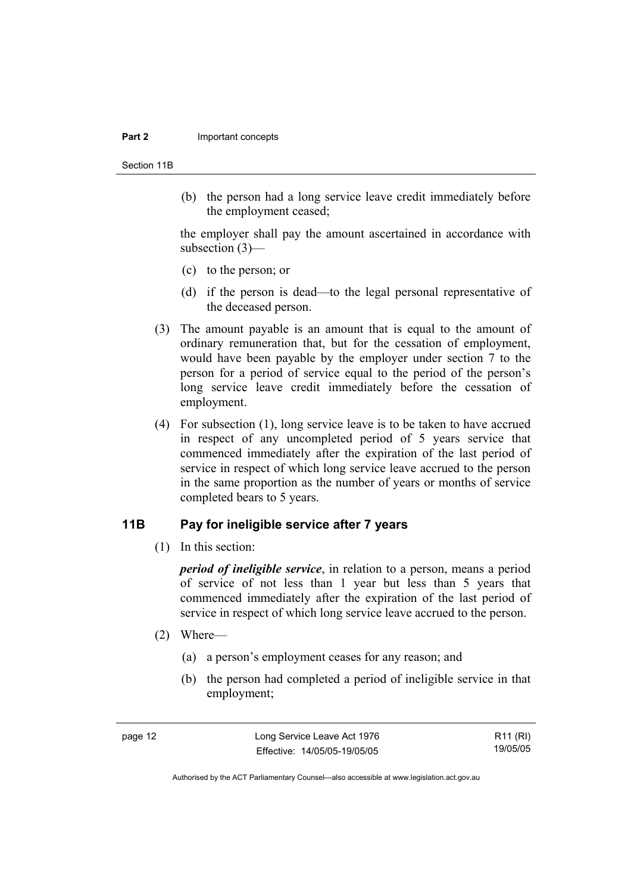(b) the person had a long service leave credit immediately before the employment ceased;

the employer shall pay the amount ascertained in accordance with subsection (3)—

(c) to the person; or

(d) if the person is dead—to the legal personal representative of the deceased person.

(3) The amount payable is an amount that is equal to the amount of ordinary remuneration that, but for the cessation of employment, would have been payable by the employer under section 7 to the person for a period of service equal to the period of the person's long service leave credit immediately before the cessation of employment.

(4) For subsection (1), long service leave is to be taken to have accrued in respect of any uncompleted period of 5 years service that commenced immediately after the expiration of the last period of service in respect of which long service leave accrued to the person in the same proportion as the number of years or months of service completed bears to 5 years.

## 11B Pay for ineligible service after 7 years

(1) In this section:

***period of ineligible service***, in relation to a person, means a period of service of not less than 1 year but less than 5 years that commenced immediately after the expiration of the last period of service in respect of which long service leave accrued to the person.

(2) Where—

(a) a person's employment ceases for any reason; and

(b) the person had completed a period of ineligible service in that employment;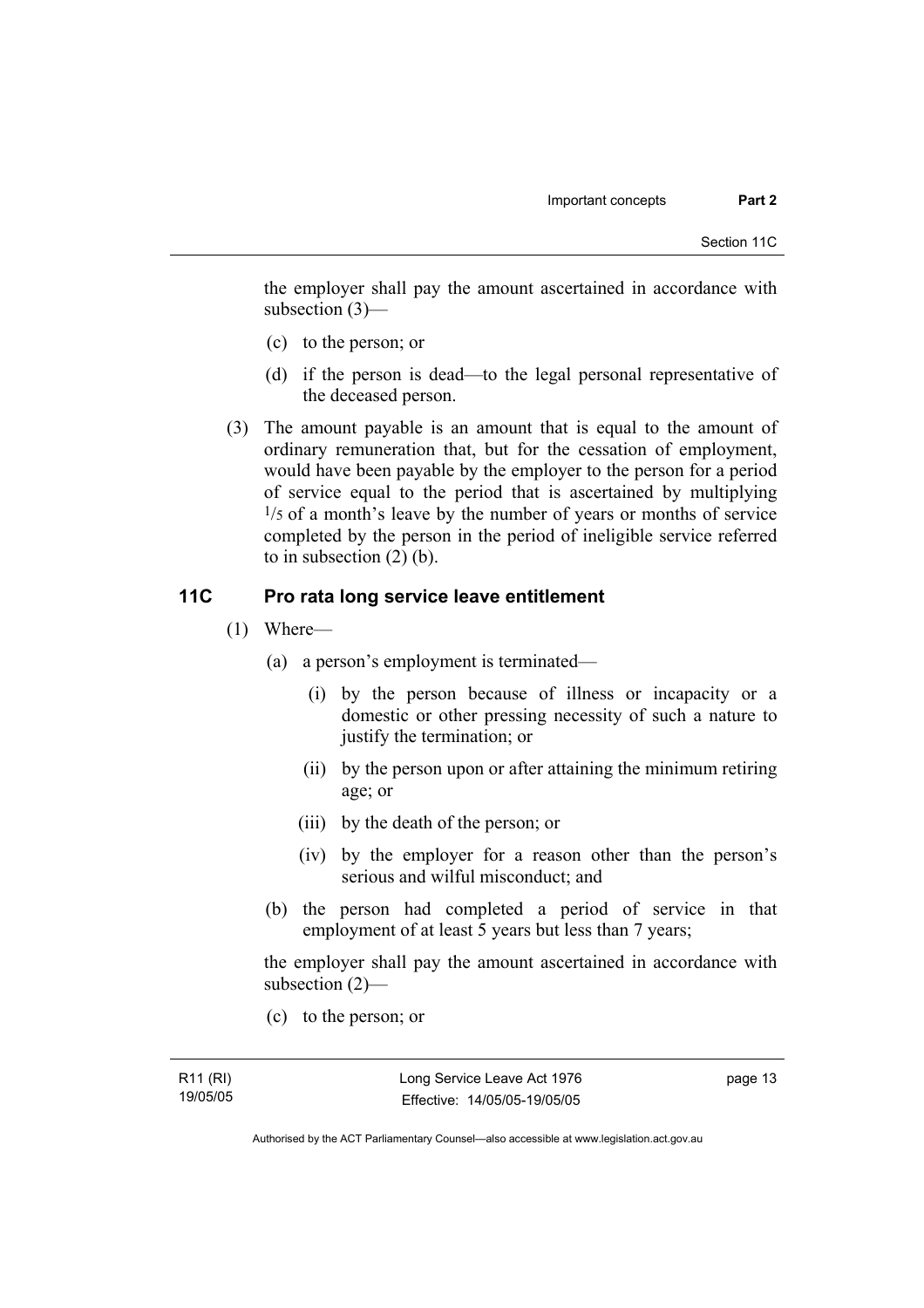the employer shall pay the amount ascertained in accordance with subsection (3)—

(c) to the person; or

(d) if the person is dead—to the legal personal representative of the deceased person.

(3) The amount payable is an amount that is equal to the amount of ordinary remuneration that, but for the cessation of employment, would have been payable by the employer to the person for a period of service equal to the period that is ascertained by multiplying $^1/_5$ of a month's leave by the number of years or months of service completed by the person in the period of ineligible service referred to in subsection (2) (b).

## 11C Pro rata long service leave entitlement

(1) Where—

(a) a person's employment is terminated—

(i) by the person because of illness or incapacity or a domestic or other pressing necessity of such a nature to justify the termination; or

(ii) by the person upon or after attaining the minimum retiring age; or

(iii) by the death of the person; or

(iv) by the employer for a reason other than the person's serious and wilful misconduct; and

(b) the person had completed a period of service in that employment of at least 5 years but less than 7 years;

the employer shall pay the amount ascertained in accordance with subsection (2)—

(c) to the person; or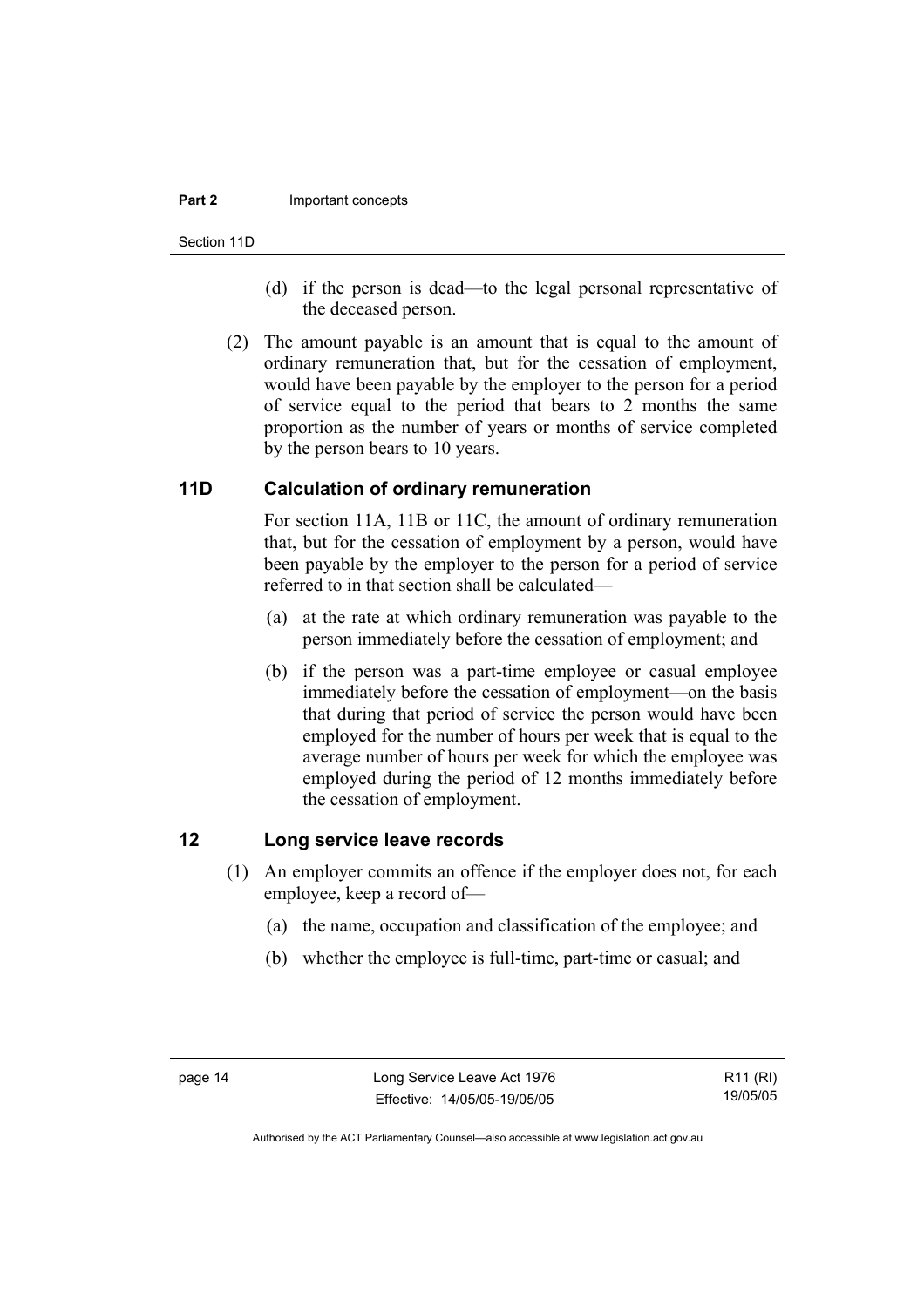(d) if the person is dead—to the legal personal representative of the deceased person.

(2) The amount payable is an amount that is equal to the amount of ordinary remuneration that, but for the cessation of employment, would have been payable by the employer to the person for a period of service equal to the period that bears to 2 months the same proportion as the number of years or months of service completed by the person bears to 10 years.

## 11D Calculation of ordinary remuneration

For section 11A, 11B or 11C, the amount of ordinary remuneration that, but for the cessation of employment by a person, would have been payable by the employer to the person for a period of service referred to in that section shall be calculated—

(a) at the rate at which ordinary remuneration was payable to the person immediately before the cessation of employment; and

(b) if the person was a part-time employee or casual employee immediately before the cessation of employment—on the basis that during that period of service the person would have been employed for the number of hours per week that is equal to the average number of hours per week for which the employee was employed during the period of 12 months immediately before the cessation of employment.

## 12 Long service leave records

(1) An employer commits an offence if the employer does not, for each employee, keep a record of—

(a) the name, occupation and classification of the employee; and

(b) whether the employee is full-time, part-time or casual; and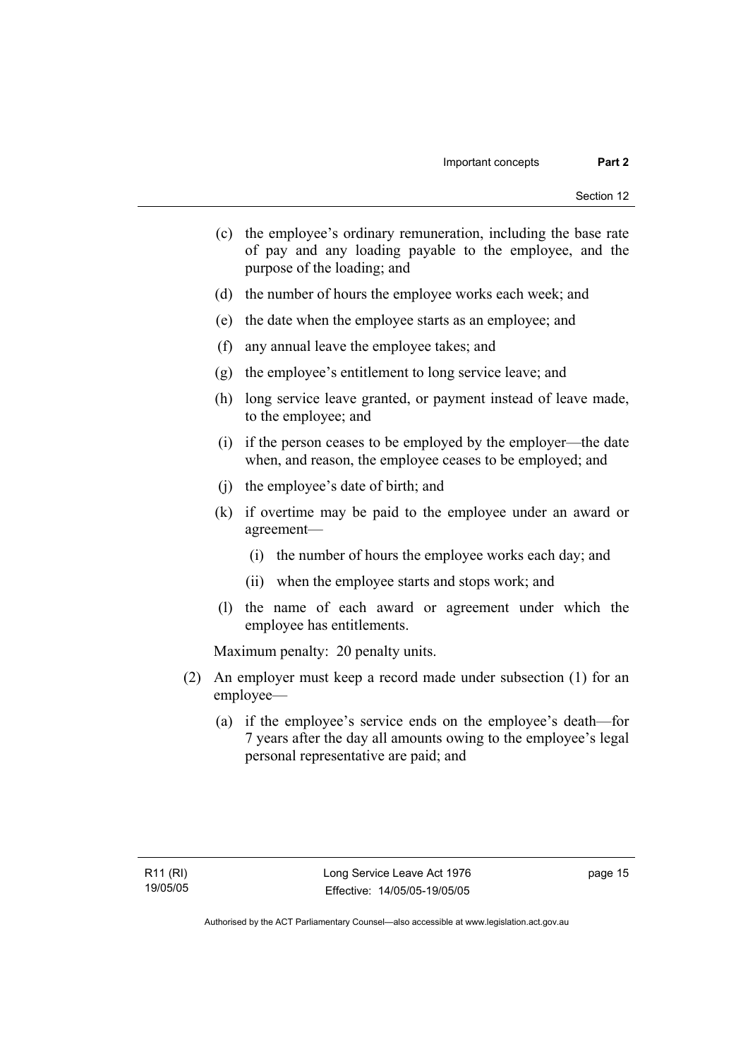(c) the employee's ordinary remuneration, including the base rate of pay and any loading payable to the employee, and the purpose of the loading; and

(d) the number of hours the employee works each week; and

(e) the date when the employee starts as an employee; and

(f) any annual leave the employee takes; and

(g) the employee's entitlement to long service leave; and

(h) long service leave granted, or payment instead of leave made, to the employee; and

(i) if the person ceases to be employed by the employer—the date when, and reason, the employee ceases to be employed; and

(j) the employee's date of birth; and

(k) if overtime may be paid to the employee under an award or agreement—

  (i) the number of hours the employee works each day; and

  (ii) when the employee starts and stops work; and

(l) the name of each award or agreement under which the employee has entitlements.

Maximum penalty: 20 penalty units.

(2) An employer must keep a record made under subsection (1) for an employee—

  (a) if the employee's service ends on the employee's death—for 7 years after the day all amounts owing to the employee's legal personal representative are paid; and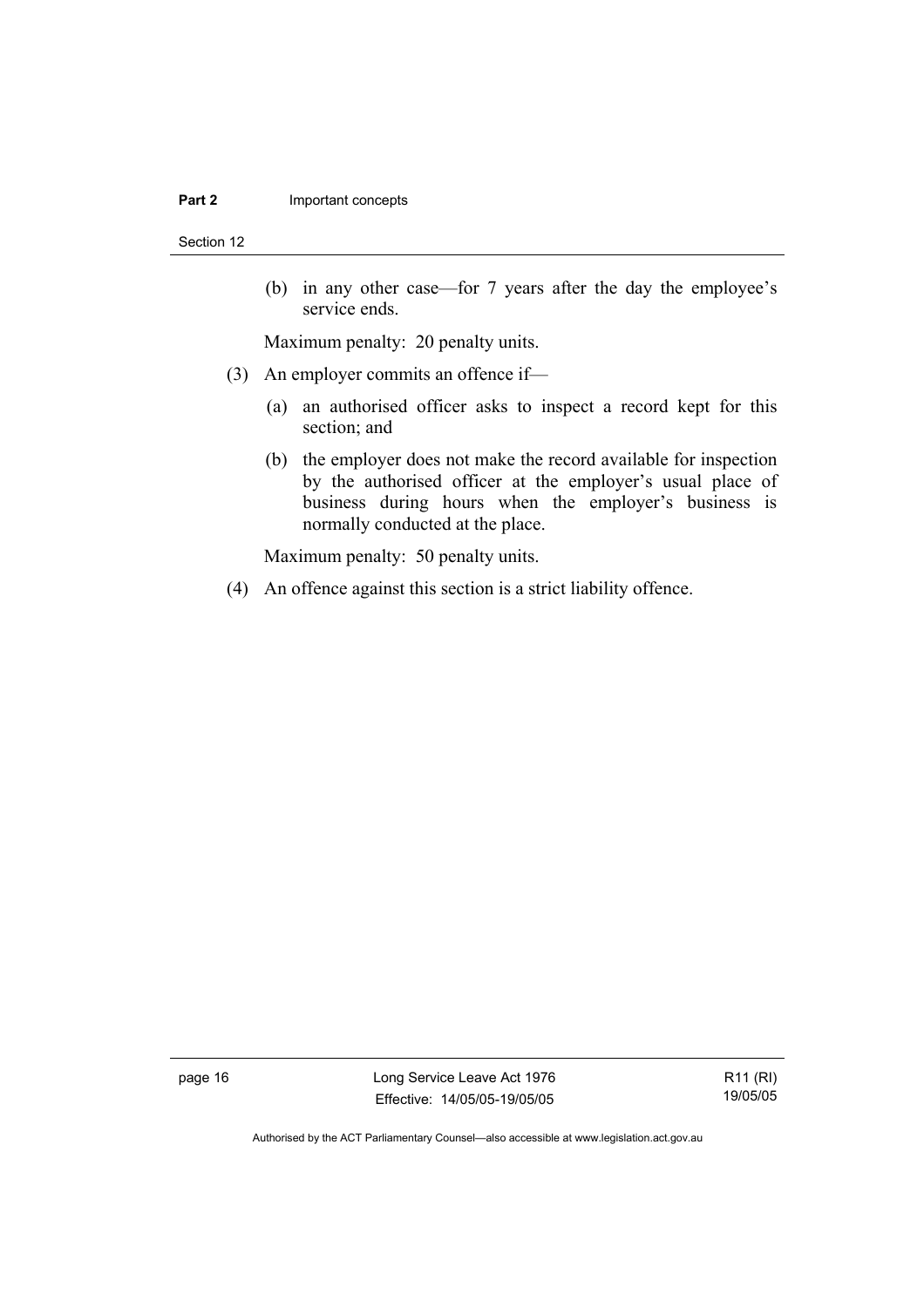(b) in any other case—for 7 years after the day the employee's service ends.

Maximum penalty: 20 penalty units.

(3) An employer commits an offence if—

(a) an authorised officer asks to inspect a record kept for this section; and

(b) the employer does not make the record available for inspection by the authorised officer at the employer's usual place of business during hours when the employer's business is normally conducted at the place.

Maximum penalty: 50 penalty units.

(4) An offence against this section is a strict liability offence.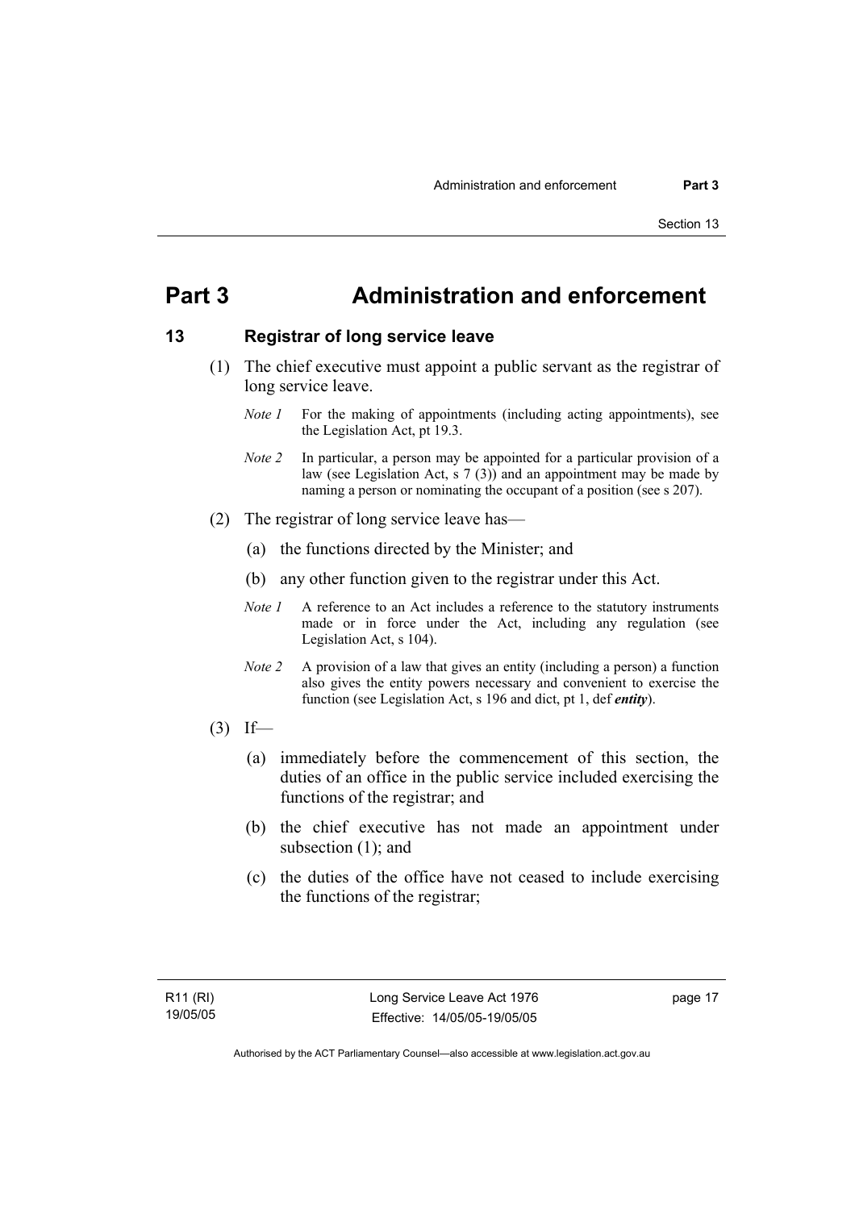# Part 3 Administration and enforcement

## 13 Registrar of long service leave

(1) The chief executive must appoint a public servant as the registrar of long service leave.

*Note 1* For the making of appointments (including acting appointments), see the Legislation Act, pt 19.3.

*Note 2* In particular, a person may be appointed for a particular provision of a law (see Legislation Act, s 7 (3)) and an appointment may be made by naming a person or nominating the occupant of a position (see s 207).

(2) The registrar of long service leave has—

(a) the functions directed by the Minister; and

(b) any other function given to the registrar under this Act.

*Note 1* A reference to an Act includes a reference to the statutory instruments made or in force under the Act, including any regulation (see Legislation Act, s 104).

*Note 2* A provision of a law that gives an entity (including a person) a function also gives the entity powers necessary and convenient to exercise the function (see Legislation Act, s 196 and dict, pt 1, def ***entity***).

(3) If—

(a) immediately before the commencement of this section, the duties of an office in the public service included exercising the functions of the registrar; and

(b) the chief executive has not made an appointment under subsection (1); and

(c) the duties of the office have not ceased to include exercising the functions of the registrar;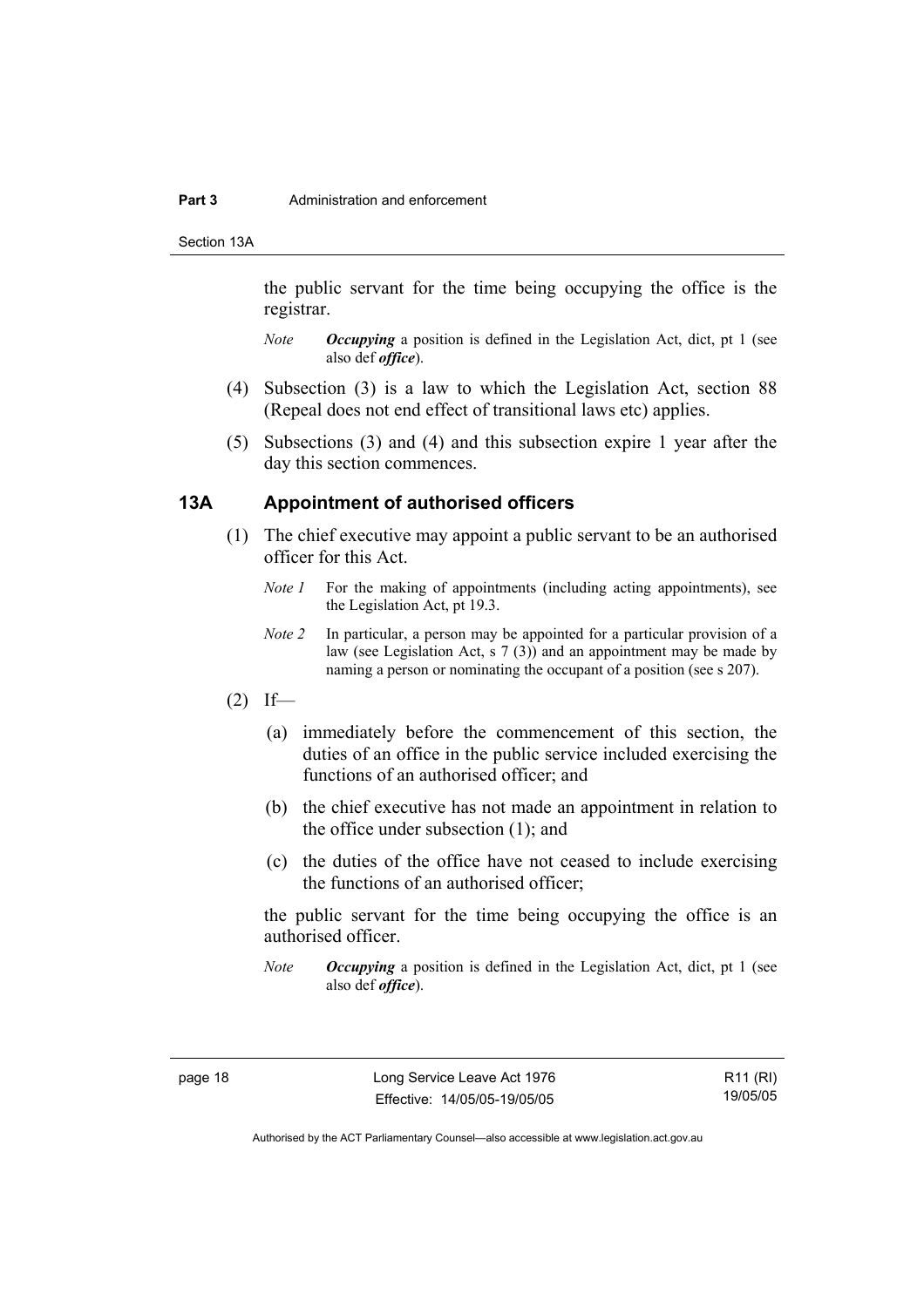the public servant for the time being occupying the office is the registrar.

*Note* ***Occupying*** a position is defined in the Legislation Act, dict, pt 1 (see also def ***office***).

(4) Subsection (3) is a law to which the Legislation Act, section 88 (Repeal does not end effect of transitional laws etc) applies.

(5) Subsections (3) and (4) and this subsection expire 1 year after the day this section commences.

## 13A Appointment of authorised officers

(1) The chief executive may appoint a public servant to be an authorised officer for this Act.

*Note 1* For the making of appointments (including acting appointments), see the Legislation Act, pt 19.3.

*Note 2* In particular, a person may be appointed for a particular provision of a law (see Legislation Act, s 7 (3)) and an appointment may be made by naming a person or nominating the occupant of a position (see s 207).

(2) If—

(a) immediately before the commencement of this section, the duties of an office in the public service included exercising the functions of an authorised officer; and

(b) the chief executive has not made an appointment in relation to the office under subsection (1); and

(c) the duties of the office have not ceased to include exercising the functions of an authorised officer;

the public servant for the time being occupying the office is an authorised officer.

*Note* ***Occupying*** a position is defined in the Legislation Act, dict, pt 1 (see also def ***office***).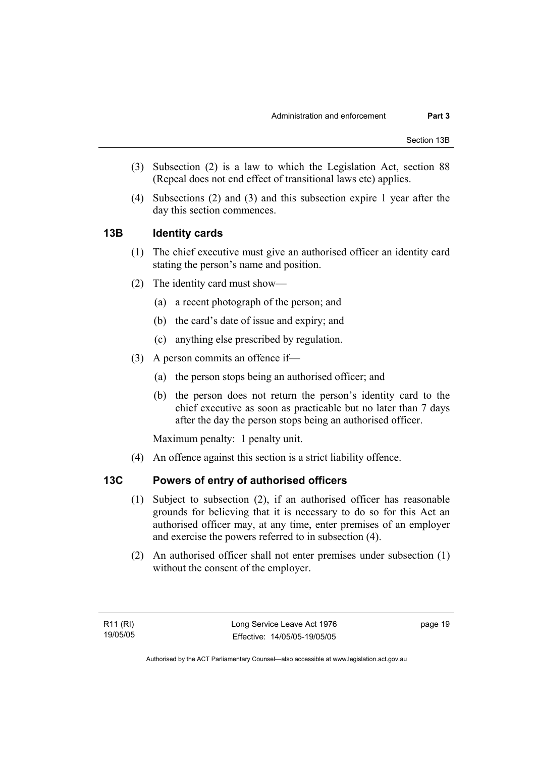(3) Subsection (2) is a law to which the Legislation Act, section 88 (Repeal does not end effect of transitional laws etc) applies.

(4) Subsections (2) and (3) and this subsection expire 1 year after the day this section commences.

### 13B Identity cards

(1) The chief executive must give an authorised officer an identity card stating the person's name and position.

(2) The identity card must show—

(a) a recent photograph of the person; and

(b) the card's date of issue and expiry; and

(c) anything else prescribed by regulation.

(3) A person commits an offence if—

(a) the person stops being an authorised officer; and

(b) the person does not return the person's identity card to the chief executive as soon as practicable but no later than 7 days after the day the person stops being an authorised officer.

Maximum penalty: 1 penalty unit.

(4) An offence against this section is a strict liability offence.

### 13C Powers of entry of authorised officers

(1) Subject to subsection (2), if an authorised officer has reasonable grounds for believing that it is necessary to do so for this Act an authorised officer may, at any time, enter premises of an employer and exercise the powers referred to in subsection (4).

(2) An authorised officer shall not enter premises under subsection (1) without the consent of the employer.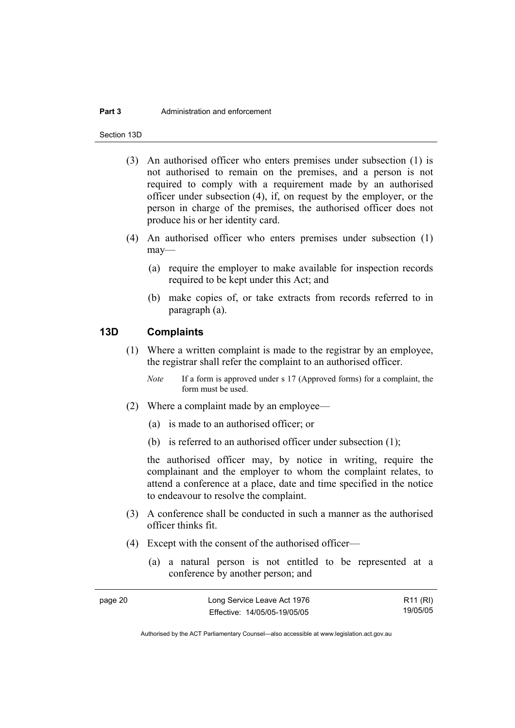(3) An authorised officer who enters premises under subsection (1) is not authorised to remain on the premises, and a person is not required to comply with a requirement made by an authorised officer under subsection (4), if, on request by the employer, or the person in charge of the premises, the authorised officer does not produce his or her identity card.

(4) An authorised officer who enters premises under subsection (1) may—

(a) require the employer to make available for inspection records required to be kept under this Act; and

(b) make copies of, or take extracts from records referred to in paragraph (a).

## 13D Complaints

(1) Where a written complaint is made to the registrar by an employee, the registrar shall refer the complaint to an authorised officer.

*Note* If a form is approved under s 17 (Approved forms) for a complaint, the form must be used.

(2) Where a complaint made by an employee—

(a) is made to an authorised officer; or

(b) is referred to an authorised officer under subsection (1);

the authorised officer may, by notice in writing, require the complainant and the employer to whom the complaint relates, to attend a conference at a place, date and time specified in the notice to endeavour to resolve the complaint.

(3) A conference shall be conducted in such a manner as the authorised officer thinks fit.

(4) Except with the consent of the authorised officer—

(a) a natural person is not entitled to be represented at a conference by another person; and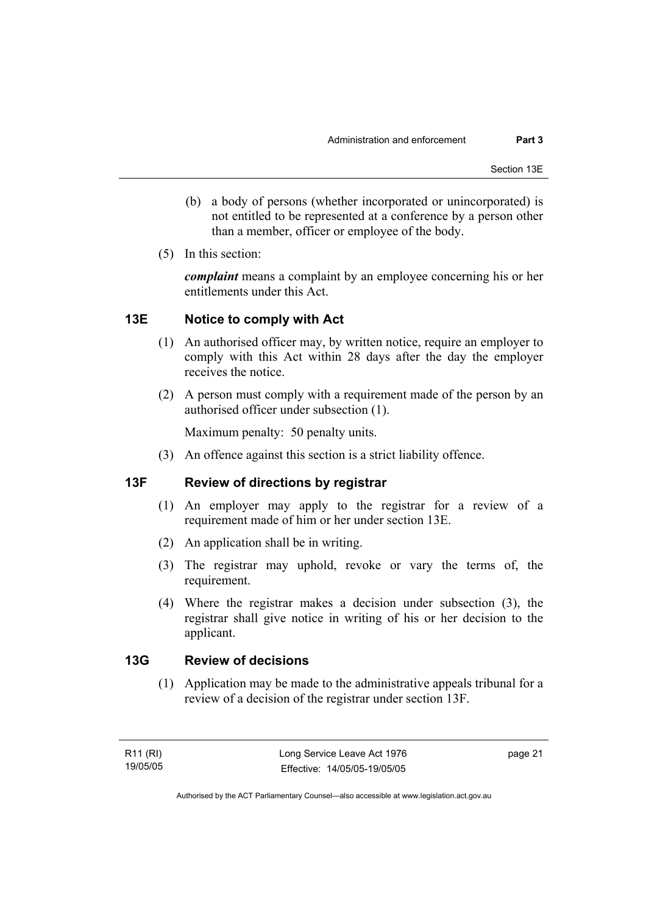(b) a body of persons (whether incorporated or unincorporated) is not entitled to be represented at a conference by a person other than a member, officer or employee of the body.

(5) In this section:

***complaint*** means a complaint by an employee concerning his or her entitlements under this Act.

### 13E Notice to comply with Act

(1) An authorised officer may, by written notice, require an employer to comply with this Act within 28 days after the day the employer receives the notice.

(2) A person must comply with a requirement made of the person by an authorised officer under subsection (1).

Maximum penalty: 50 penalty units.

(3) An offence against this section is a strict liability offence.

### 13F Review of directions by registrar

(1) An employer may apply to the registrar for a review of a requirement made of him or her under section 13E.

(2) An application shall be in writing.

(3) The registrar may uphold, revoke or vary the terms of, the requirement.

(4) Where the registrar makes a decision under subsection (3), the registrar shall give notice in writing of his or her decision to the applicant.

### 13G Review of decisions

(1) Application may be made to the administrative appeals tribunal for a review of a decision of the registrar under section 13F.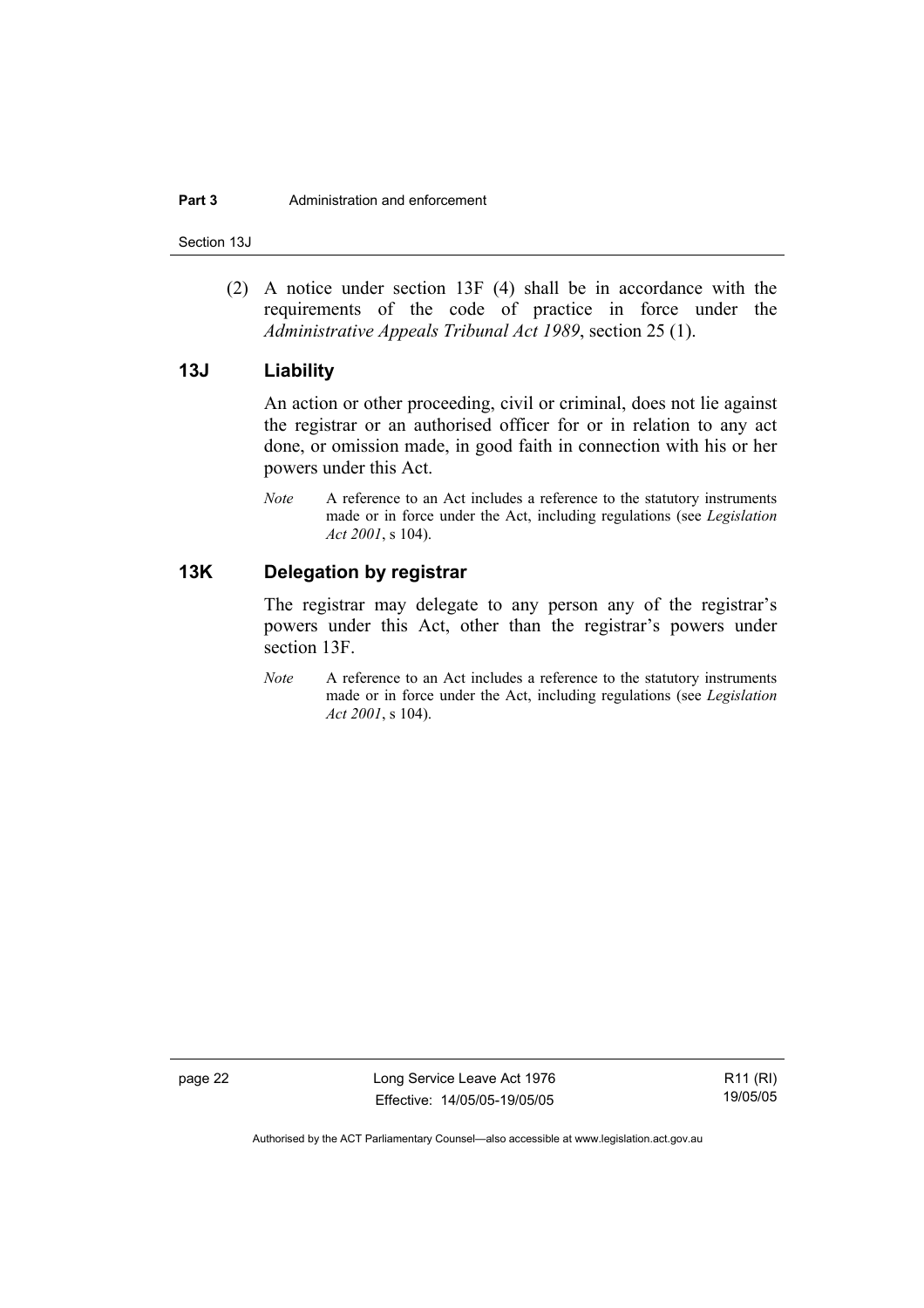(2) A notice under section 13F (4) shall be in accordance with the requirements of the code of practice in force under the *Administrative Appeals Tribunal Act 1989*, section 25 (1).

## 13J Liability

An action or other proceeding, civil or criminal, does not lie against the registrar or an authorised officer for or in relation to any act done, or omission made, in good faith in connection with his or her powers under this Act.

*Note* A reference to an Act includes a reference to the statutory instruments made or in force under the Act, including regulations (see *Legislation Act 2001*, s 104).

## 13K Delegation by registrar

The registrar may delegate to any person any of the registrar's powers under this Act, other than the registrar's powers under section 13F.

*Note* A reference to an Act includes a reference to the statutory instruments made or in force under the Act, including regulations (see *Legislation Act 2001*, s 104).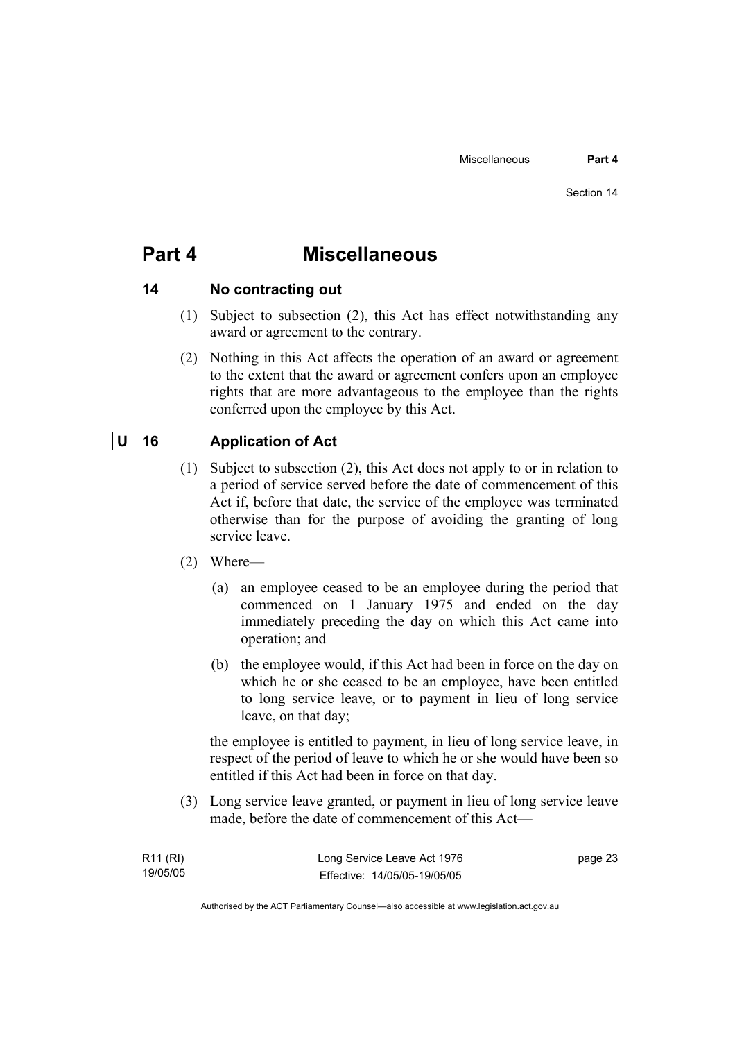# Part 4 Miscellaneous

## 14 No contracting out

(1) Subject to subsection (2), this Act has effect notwithstanding any award or agreement to the contrary.

(2) Nothing in this Act affects the operation of an award or agreement to the extent that the award or agreement confers upon an employee rights that are more advantageous to the employee than the rights conferred upon the employee by this Act.

## U 16 Application of Act

(1) Subject to subsection (2), this Act does not apply to or in relation to a period of service served before the date of commencement of this Act if, before that date, the service of the employee was terminated otherwise than for the purpose of avoiding the granting of long service leave.

(2) Where—

(a) an employee ceased to be an employee during the period that commenced on 1 January 1975 and ended on the day immediately preceding the day on which this Act came into operation; and

(b) the employee would, if this Act had been in force on the day on which he or she ceased to be an employee, have been entitled to long service leave, or to payment in lieu of long service leave, on that day;

the employee is entitled to payment, in lieu of long service leave, in respect of the period of leave to which he or she would have been so entitled if this Act had been in force on that day.

(3) Long service leave granted, or payment in lieu of long service leave made, before the date of commencement of this Act—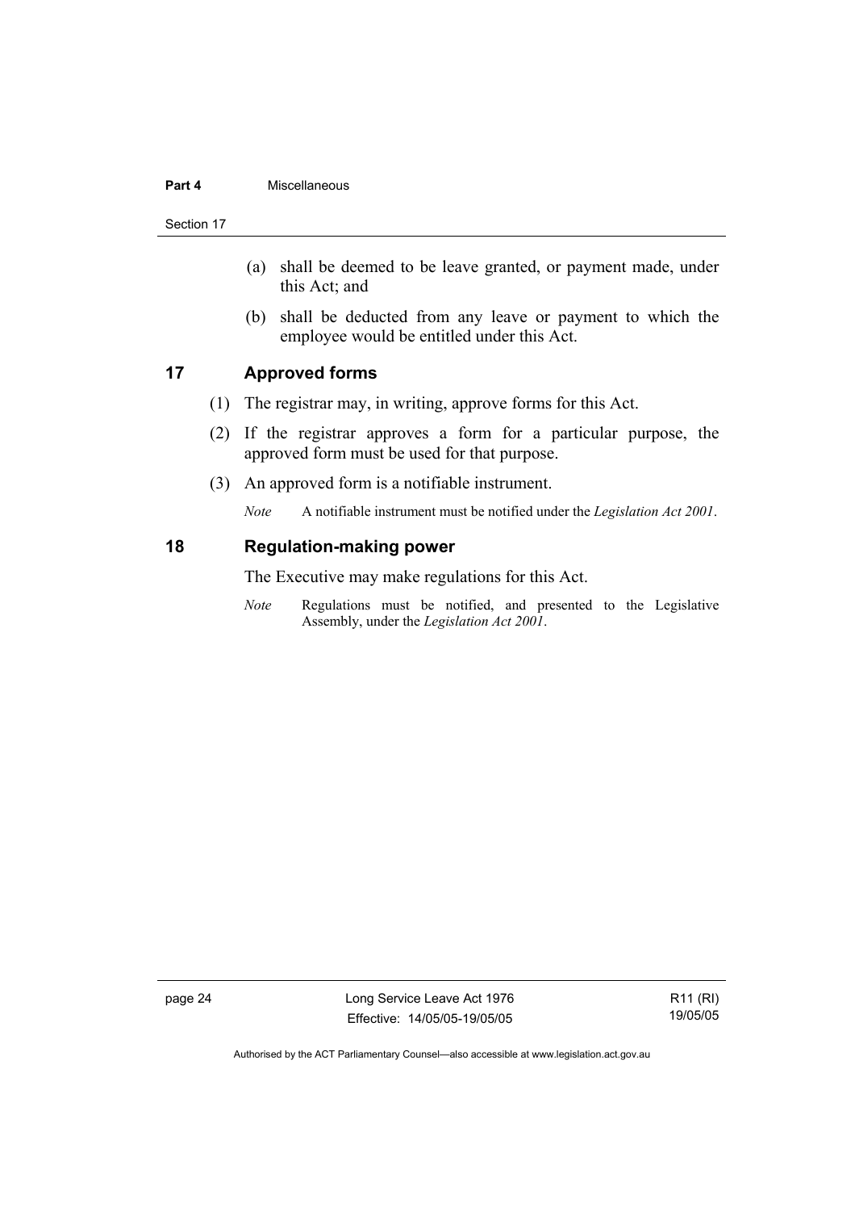(a) shall be deemed to be leave granted, or payment made, under this Act; and

(b) shall be deducted from any leave or payment to which the employee would be entitled under this Act.

## 17 Approved forms

(1) The registrar may, in writing, approve forms for this Act.

(2) If the registrar approves a form for a particular purpose, the approved form must be used for that purpose.

(3) An approved form is a notifiable instrument.

*Note* A notifiable instrument must be notified under the *Legislation Act 2001*.

## 18 Regulation-making power

The Executive may make regulations for this Act.

*Note* Regulations must be notified, and presented to the Legislative Assembly, under the *Legislation Act 2001*.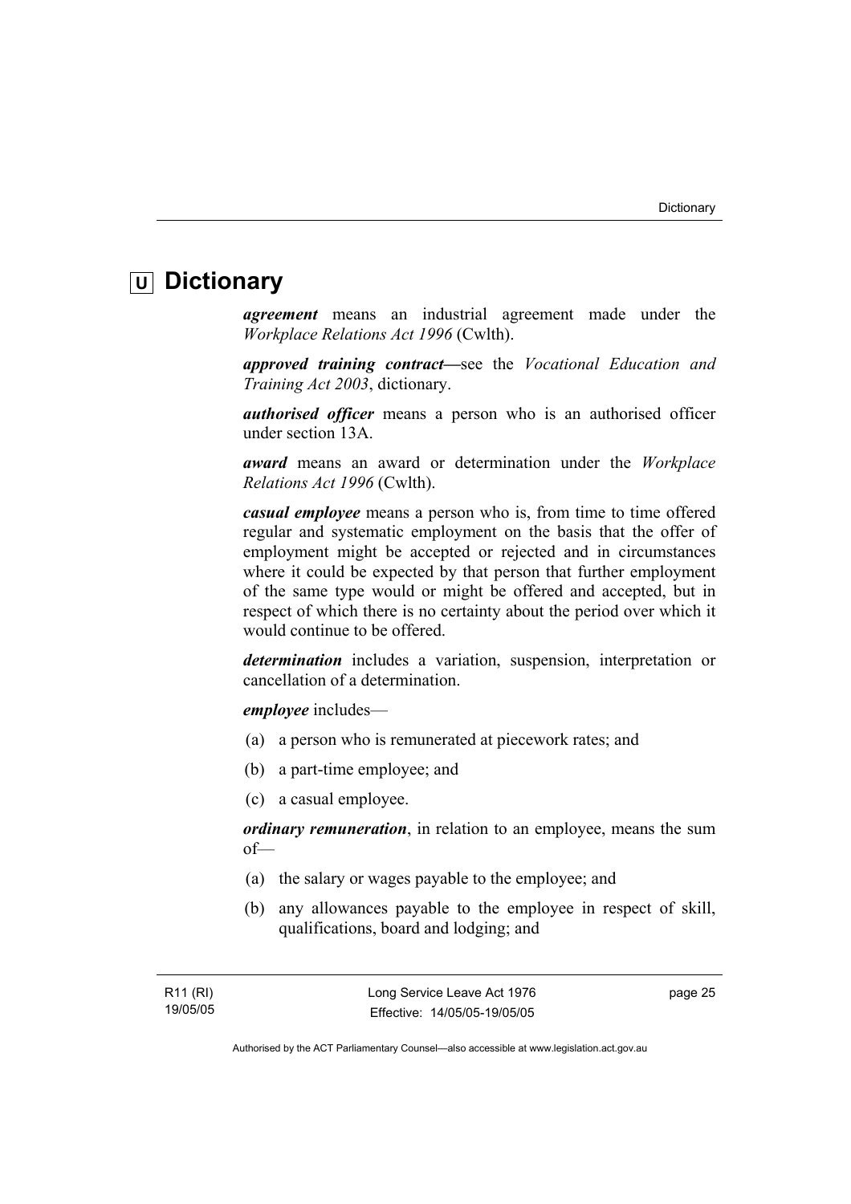# U Dictionary

***agreement*** means an industrial agreement made under the *Workplace Relations Act 1996* (Cwlth).

***approved training contract***—see the *Vocational Education and Training Act 2003*, dictionary.

***authorised officer*** means a person who is an authorised officer under section 13A.

***award*** means an award or determination under the *Workplace Relations Act 1996* (Cwlth).

***casual employee*** means a person who is, from time to time offered regular and systematic employment on the basis that the offer of employment might be accepted or rejected and in circumstances where it could be expected by that person that further employment of the same type would or might be offered and accepted, but in respect of which there is no certainty about the period over which it would continue to be offered.

***determination*** includes a variation, suspension, interpretation or cancellation of a determination.

***employee*** includes—

(a) a person who is remunerated at piecework rates; and

(b) a part-time employee; and

(c) a casual employee.

***ordinary remuneration***, in relation to an employee, means the sum of—

(a) the salary or wages payable to the employee; and

(b) any allowances payable to the employee in respect of skill, qualifications, board and lodging; and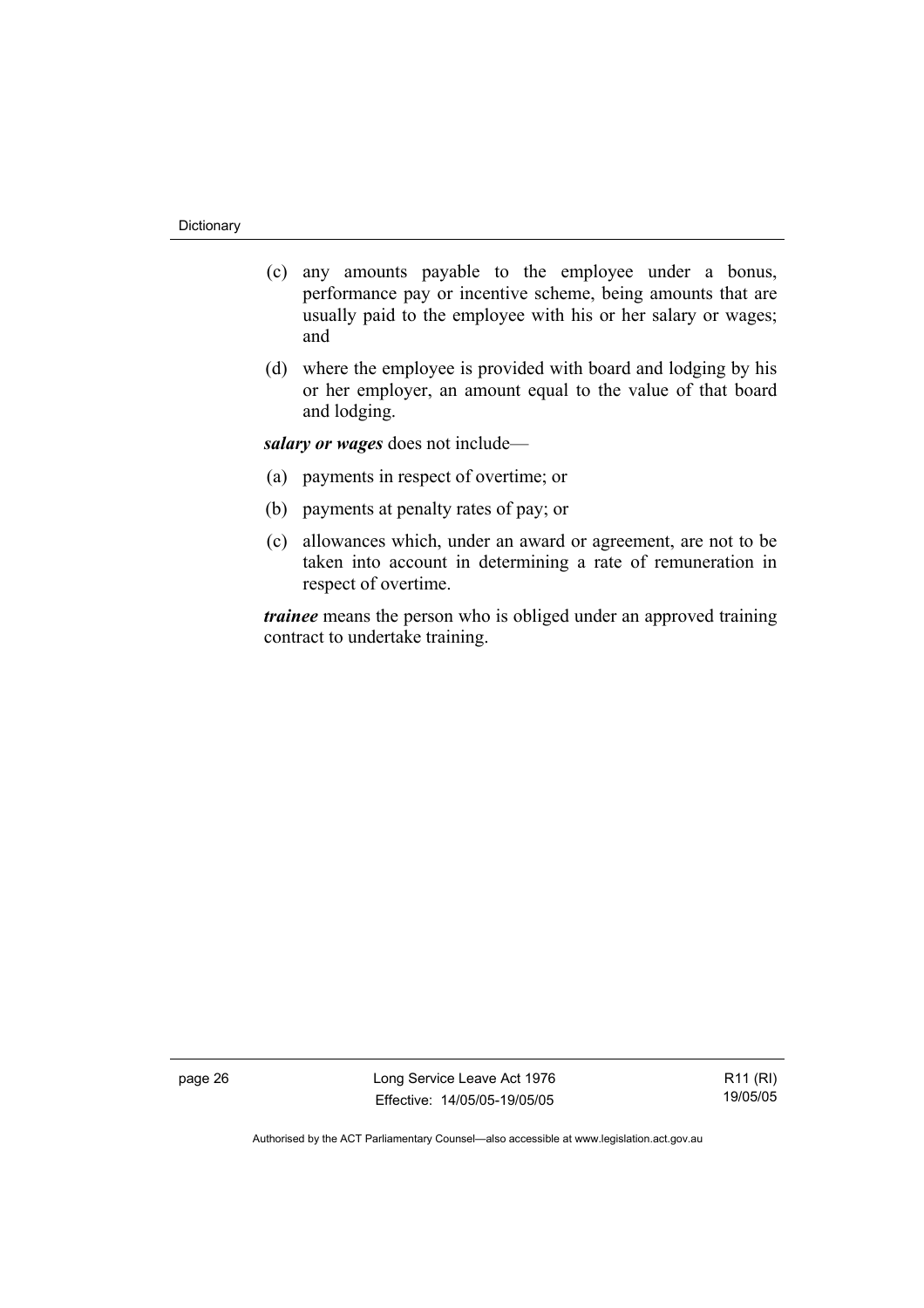(c) any amounts payable to the employee under a bonus, performance pay or incentive scheme, being amounts that are usually paid to the employee with his or her salary or wages; and

(d) where the employee is provided with board and lodging by his or her employer, an amount equal to the value of that board and lodging.

***salary or wages*** does not include—

(a) payments in respect of overtime; or

(b) payments at penalty rates of pay; or

(c) allowances which, under an award or agreement, are not to be taken into account in determining a rate of remuneration in respect of overtime.

***trainee*** means the person who is obliged under an approved training contract to undertake training.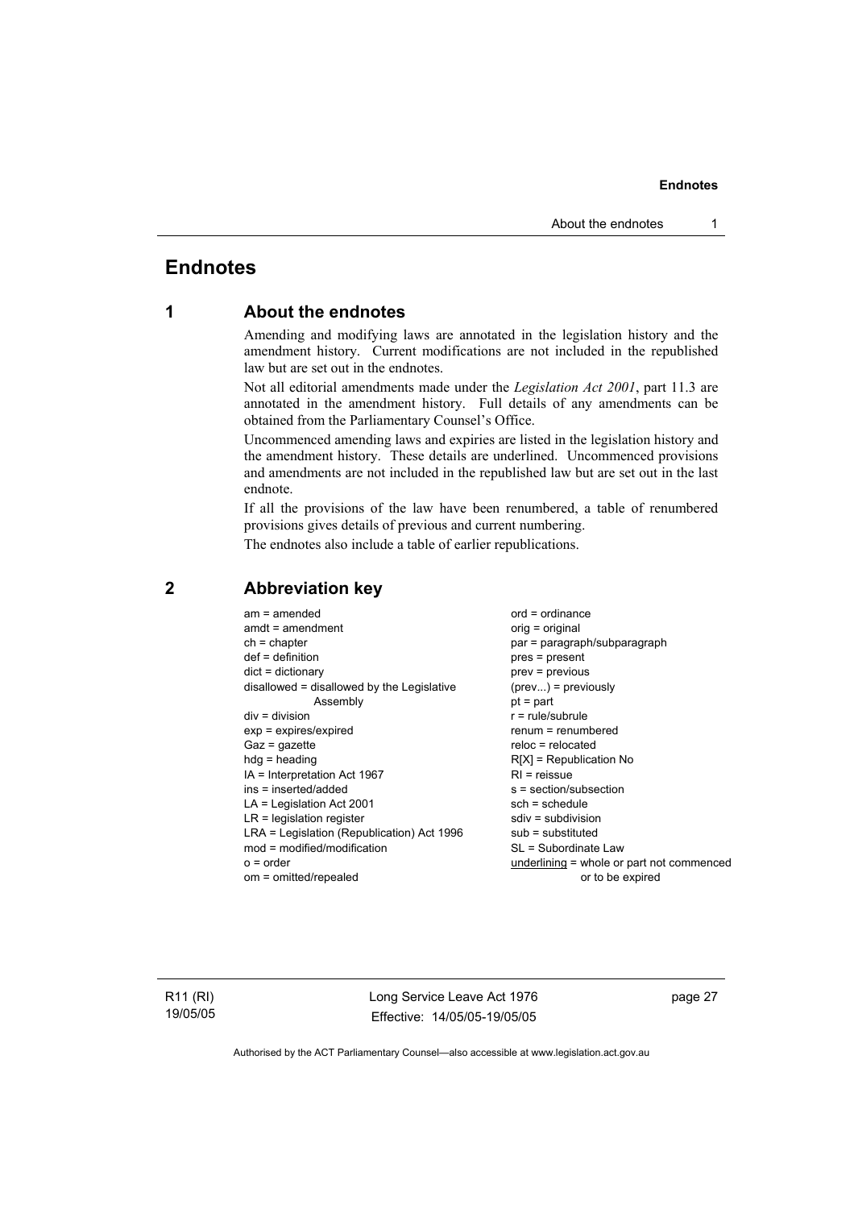# Endnotes

## 1 About the endnotes

Amending and modifying laws are annotated in the legislation history and the amendment history. Current modifications are not included in the republished law but are set out in the endnotes.

Not all editorial amendments made under the *Legislation Act 2001*, part 11.3 are annotated in the amendment history. Full details of any amendments can be obtained from the Parliamentary Counsel's Office.

Uncommenced amending laws and expiries are listed in the legislation history and the amendment history. These details are underlined. Uncommenced provisions and amendments are not included in the republished law but are set out in the last endnote.

If all the provisions of the law have been renumbered, a table of renumbered provisions gives details of previous and current numbering.

The endnotes also include a table of earlier republications.

## 2 Abbreviation key

am = amended
amdt = amendment
ch = chapter
def = definition
dict = dictionary
disallowed = disallowed by the Legislative Assembly
div = division
exp = expires/expired
Gaz = gazette
hdg = heading
IA = Interpretation Act 1967
ins = inserted/added
LA = Legislation Act 2001
LR = legislation register
LRA = Legislation (Republication) Act 1996
mod = modified/modification
o = order
om = omitted/repealed
ord = ordinance
orig = original
par = paragraph/subparagraph
pres = present
prev = previous
(prev...) = previously
pt = part
r = rule/subrule
renum = renumbered
reloc = relocated
R[X] = Republication No
RI = reissue
s = section/subsection
sch = schedule
sdiv = subdivision
sub = substituted
SL = Subordinate Law
<u>underlining</u> = whole or part not commenced or to be expired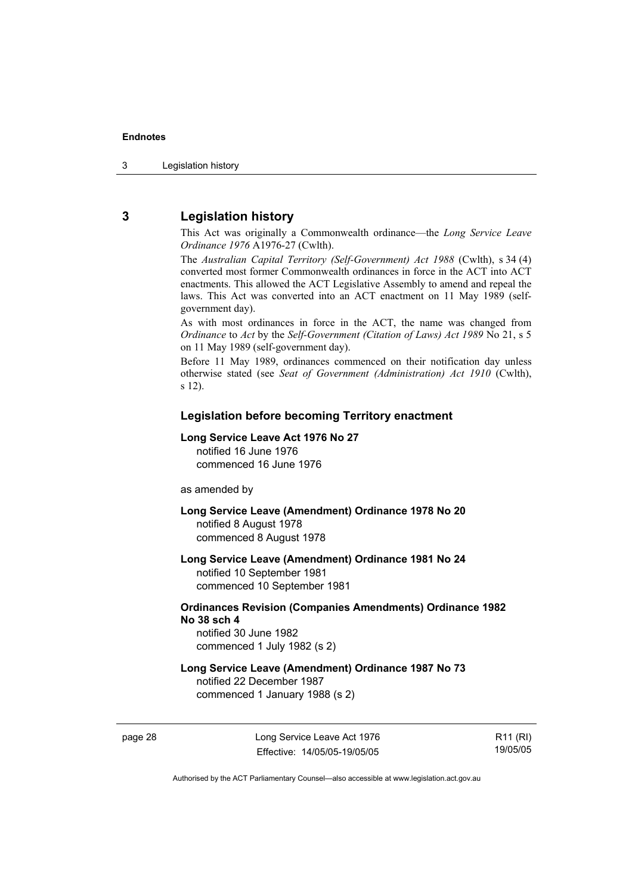## 3 Legislation history

This Act was originally a Commonwealth ordinance—the *Long Service Leave Ordinance 1976* A1976-27 (Cwlth).

The *Australian Capital Territory (Self-Government) Act 1988* (Cwlth), s 34 (4) converted most former Commonwealth ordinances in force in the ACT into ACT enactments. This allowed the ACT Legislative Assembly to amend and repeal the laws. This Act was converted into an ACT enactment on 11 May 1989 (self-government day).

As with most ordinances in force in the ACT, the name was changed from *Ordinance* to *Act* by the *Self-Government (Citation of Laws) Act 1989* No 21, s 5 on 11 May 1989 (self-government day).

Before 11 May 1989, ordinances commenced on their notification day unless otherwise stated (see *Seat of Government (Administration) Act 1910* (Cwlth), s 12).

### Legislation before becoming Territory enactment

**Long Service Leave Act 1976 No 27**
notified 16 June 1976
commenced 16 June 1976

as amended by

**Long Service Leave (Amendment) Ordinance 1978 No 20**
notified 8 August 1978
commenced 8 August 1978

**Long Service Leave (Amendment) Ordinance 1981 No 24**
notified 10 September 1981
commenced 10 September 1981

**Ordinances Revision (Companies Amendments) Ordinance 1982 No 38 sch 4**
notified 30 June 1982
commenced 1 July 1982 (s 2)

**Long Service Leave (Amendment) Ordinance 1987 No 73**
notified 22 December 1987
commenced 1 January 1988 (s 2)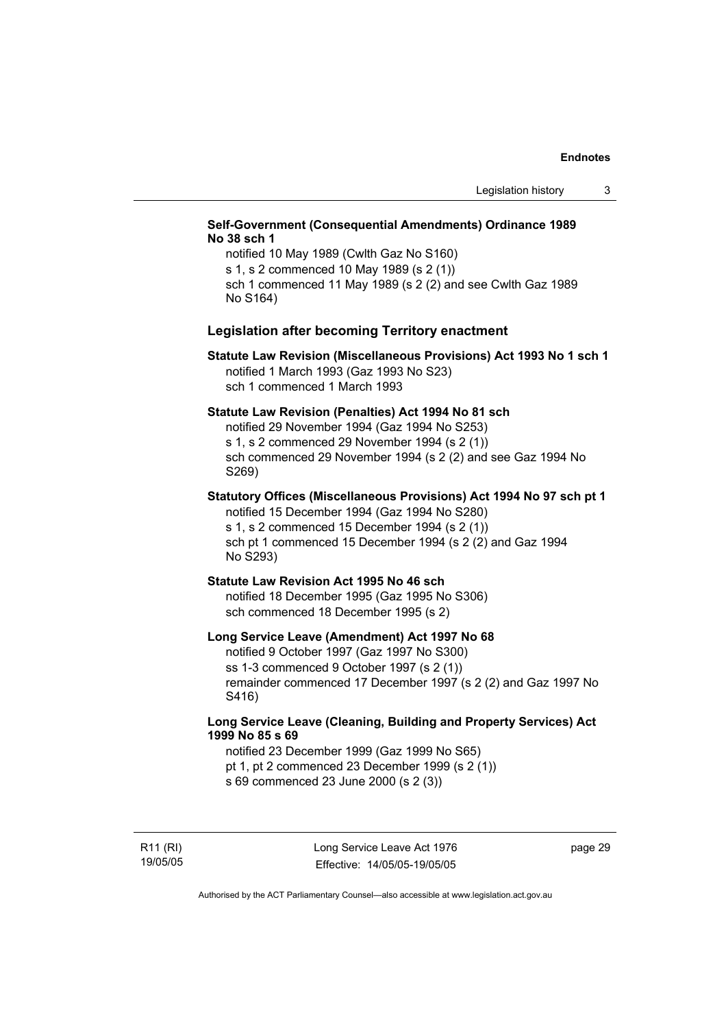**Self-Government (Consequential Amendments) Ordinance 1989 No 38 sch 1**

notified 10 May 1989 (Cwlth Gaz No S160)
s 1, s 2 commenced 10 May 1989 (s 2 (1))
sch 1 commenced 11 May 1989 (s 2 (2) and see Cwlth Gaz 1989 No S164)

## Legislation after becoming Territory enactment

**Statute Law Revision (Miscellaneous Provisions) Act 1993 No 1 sch 1**

notified 1 March 1993 (Gaz 1993 No S23)
sch 1 commenced 1 March 1993

**Statute Law Revision (Penalties) Act 1994 No 81 sch**

notified 29 November 1994 (Gaz 1994 No S253)
s 1, s 2 commenced 29 November 1994 (s 2 (1))
sch commenced 29 November 1994 (s 2 (2) and see Gaz 1994 No S269)

**Statutory Offices (Miscellaneous Provisions) Act 1994 No 97 sch pt 1**

notified 15 December 1994 (Gaz 1994 No S280)
s 1, s 2 commenced 15 December 1994 (s 2 (1))
sch pt 1 commenced 15 December 1994 (s 2 (2) and Gaz 1994 No S293)

**Statute Law Revision Act 1995 No 46 sch**

notified 18 December 1995 (Gaz 1995 No S306)
sch commenced 18 December 1995 (s 2)

**Long Service Leave (Amendment) Act 1997 No 68**

notified 9 October 1997 (Gaz 1997 No S300)
ss 1-3 commenced 9 October 1997 (s 2 (1))
remainder commenced 17 December 1997 (s 2 (2) and Gaz 1997 No S416)

**Long Service Leave (Cleaning, Building and Property Services) Act 1999 No 85 s 69**

notified 23 December 1999 (Gaz 1999 No S65)
pt 1, pt 2 commenced 23 December 1999 (s 2 (1))
s 69 commenced 23 June 2000 (s 2 (3))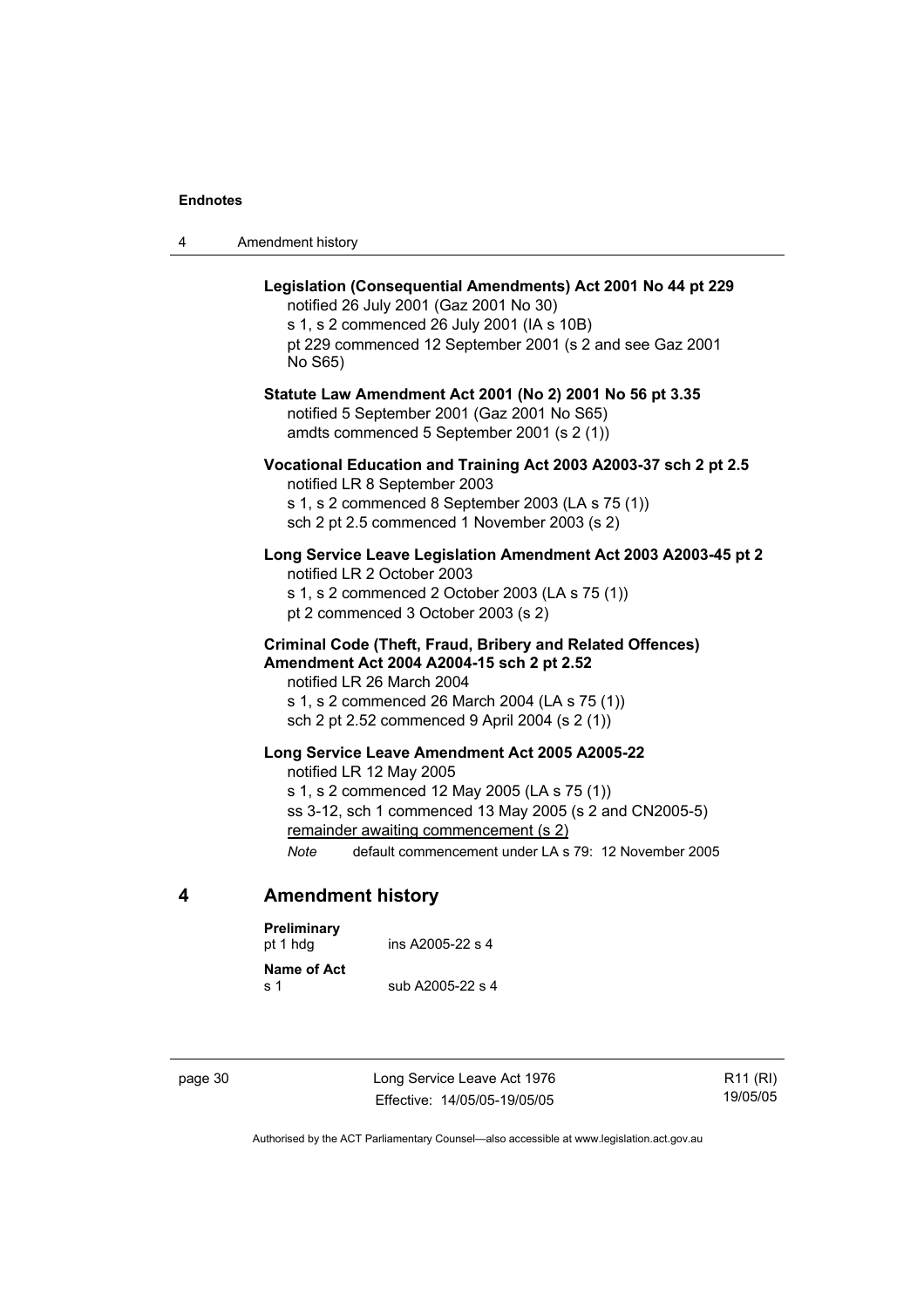**Legislation (Consequential Amendments) Act 2001 No 44 pt 229**
notified 26 July 2001 (Gaz 2001 No 30)
s 1, s 2 commenced 26 July 2001 (IA s 10B)
pt 229 commenced 12 September 2001 (s 2 and see Gaz 2001 No S65)

**Statute Law Amendment Act 2001 (No 2) 2001 No 56 pt 3.35**
notified 5 September 2001 (Gaz 2001 No S65)
amdts commenced 5 September 2001 (s 2 (1))

**Vocational Education and Training Act 2003 A2003-37 sch 2 pt 2.5**
notified LR 8 September 2003
s 1, s 2 commenced 8 September 2003 (LA s 75 (1))
sch 2 pt 2.5 commenced 1 November 2003 (s 2)

**Long Service Leave Legislation Amendment Act 2003 A2003-45 pt 2**
notified LR 2 October 2003
s 1, s 2 commenced 2 October 2003 (LA s 75 (1))
pt 2 commenced 3 October 2003 (s 2)

**Criminal Code (Theft, Fraud, Bribery and Related Offences) Amendment Act 2004 A2004-15 sch 2 pt 2.52**
notified LR 26 March 2004
s 1, s 2 commenced 26 March 2004 (LA s 75 (1))
sch 2 pt 2.52 commenced 9 April 2004 (s 2 (1))

**Long Service Leave Amendment Act 2005 A2005-22**
notified LR 12 May 2005
s 1, s 2 commenced 12 May 2005 (LA s 75 (1))
ss 3-12, sch 1 commenced 13 May 2005 (s 2 and CN2005-5)
remainder awaiting commencement (s 2)

*Note* default commencement under LA s 79: 12 November 2005

## 4 Amendment history

**Preliminary**
pt 1 hdg ins A2005-22 s 4

**Name of Act**
s 1 sub A2005-22 s 4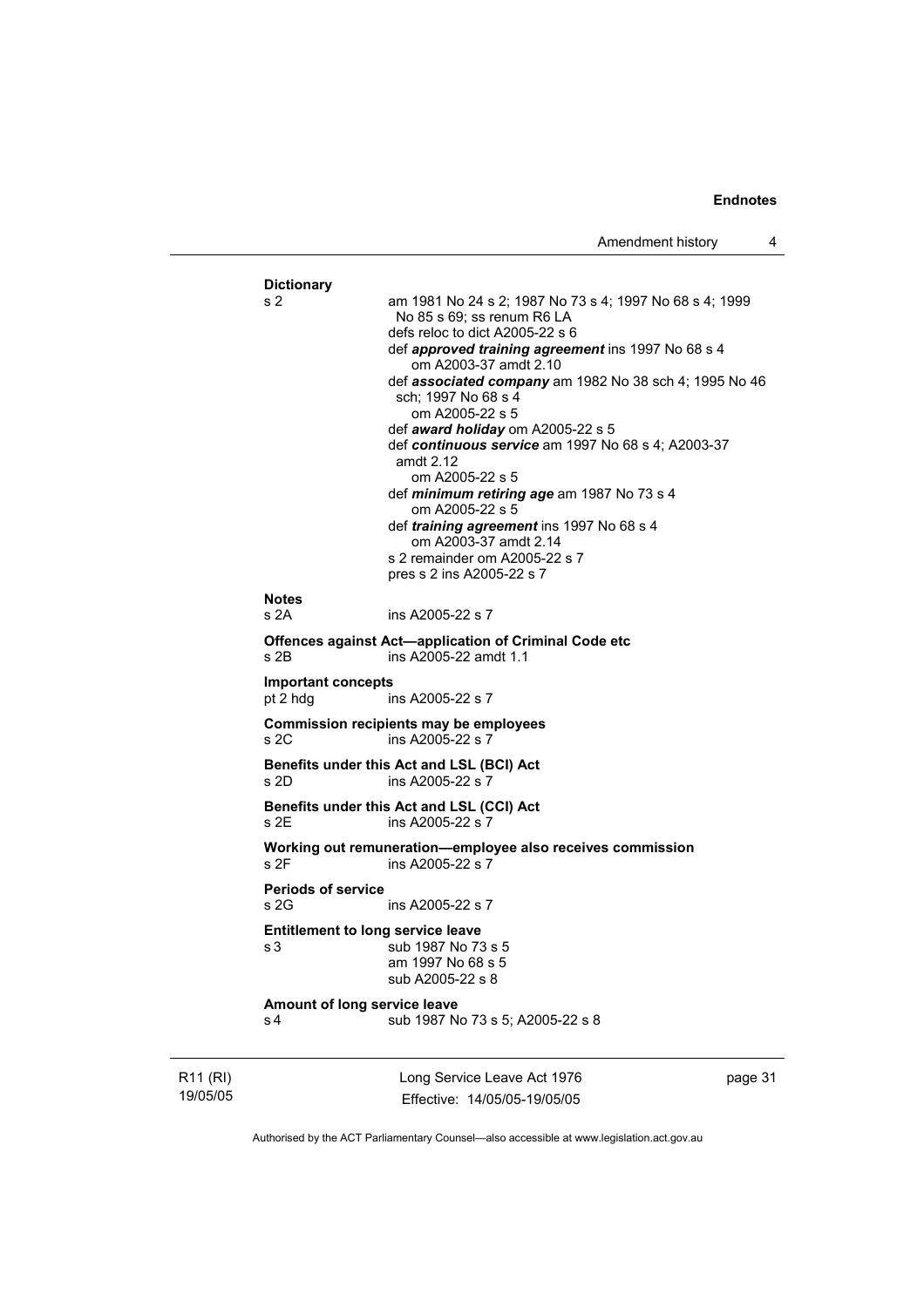**Dictionary**

s 2 — am 1981 No 24 s 2; 1987 No 73 s 4; 1997 No 68 s 4; 1999 No 85 s 69; ss renum R6 LA
defs reloc to dict A2005-22 s 6
def ***approved training agreement*** ins 1997 No 68 s 4
om A2003-37 amdt 2.10
def ***associated company*** am 1982 No 38 sch 4; 1995 No 46 sch; 1997 No 68 s 4
om A2005-22 s 5
def ***award holiday*** om A2005-22 s 5
def ***continuous service*** am 1997 No 68 s 4; A2003-37 amdt 2.12
om A2005-22 s 5
def ***minimum retiring age*** am 1987 No 73 s 4
om A2005-22 s 5
def ***training agreement*** ins 1997 No 68 s 4
om A2003-37 amdt 2.14
s 2 remainder om A2005-22 s 7
pres s 2 ins A2005-22 s 7

**Notes**

s 2A — ins A2005-22 s 7

**Offences against Act—application of Criminal Code etc**

s 2B — ins A2005-22 amdt 1.1

**Important concepts**

pt 2 hdg — ins A2005-22 s 7

**Commission recipients may be employees**

s 2C — ins A2005-22 s 7

**Benefits under this Act and LSL (BCI) Act**

s 2D — ins A2005-22 s 7

**Benefits under this Act and LSL (CCI) Act**

s 2E — ins A2005-22 s 7

**Working out remuneration—employee also receives commission**

s 2F — ins A2005-22 s 7

**Periods of service**

s 2G — ins A2005-22 s 7

**Entitlement to long service leave**

s 3 — sub 1987 No 73 s 5
am 1997 No 68 s 5
sub A2005-22 s 8

**Amount of long service leave**

s 4 — sub 1987 No 73 s 5; A2005-22 s 8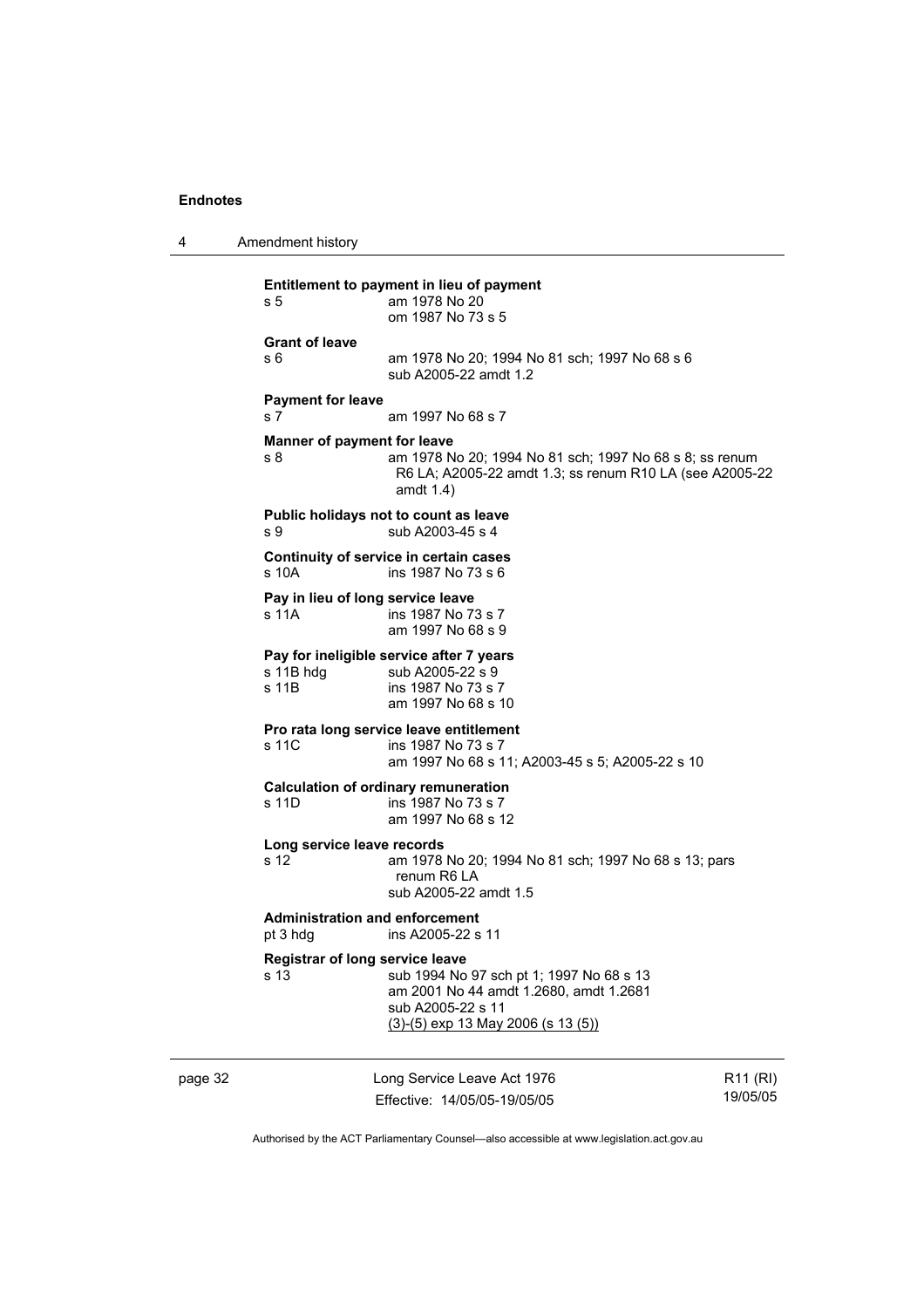**Entitlement to payment in lieu of payment**
s 5 am 1978 No 20
om 1987 No 73 s 5

**Grant of leave**
s 6 am 1978 No 20; 1994 No 81 sch; 1997 No 68 s 6
sub A2005-22 amdt 1.2

**Payment for leave**
s 7 am 1997 No 68 s 7

**Manner of payment for leave**
s 8 am 1978 No 20; 1994 No 81 sch; 1997 No 68 s 8; ss renum R6 LA; A2005-22 amdt 1.3; ss renum R10 LA (see A2005-22 amdt 1.4)

**Public holidays not to count as leave**
s 9 sub A2003-45 s 4

**Continuity of service in certain cases**
s 10A ins 1987 No 73 s 6

**Pay in lieu of long service leave**
s 11A ins 1987 No 73 s 7
am 1997 No 68 s 9

**Pay for ineligible service after 7 years**
s 11B hdg sub A2005-22 s 9
s 11B ins 1987 No 73 s 7
am 1997 No 68 s 10

**Pro rata long service leave entitlement**
s 11C ins 1987 No 73 s 7
am 1997 No 68 s 11; A2003-45 s 5; A2005-22 s 10

**Calculation of ordinary remuneration**
s 11D ins 1987 No 73 s 7
am 1997 No 68 s 12

**Long service leave records**
s 12 am 1978 No 20; 1994 No 81 sch; 1997 No 68 s 13; pars renum R6 LA
sub A2005-22 amdt 1.5

**Administration and enforcement**
pt 3 hdg ins A2005-22 s 11

**Registrar of long service leave**
s 13 sub 1994 No 97 sch pt 1; 1997 No 68 s 13
am 2001 No 44 amdt 1.2680, amdt 1.2681
sub A2005-22 s 11
(3)-(5) exp 13 May 2006 (s 13 (5))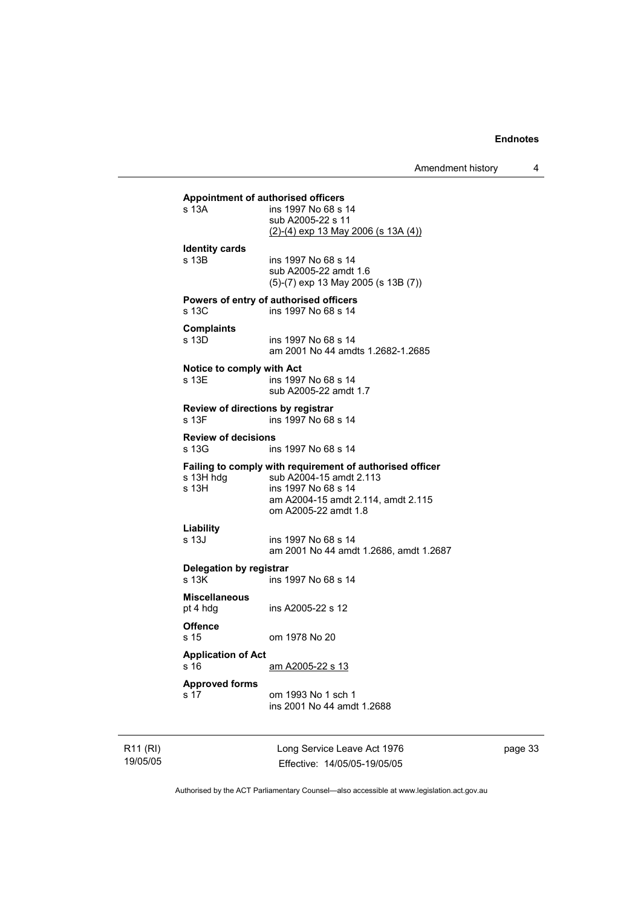**Appointment of authorised officers**

s 13A ins 1997 No 68 s 14
sub A2005-22 s 11
(2)-(4) exp 13 May 2006 (s 13A (4))

**Identity cards**

s 13B ins 1997 No 68 s 14
sub A2005-22 amdt 1.6
(5)-(7) exp 13 May 2005 (s 13B (7))

**Powers of entry of authorised officers**

s 13C ins 1997 No 68 s 14

**Complaints**

s 13D ins 1997 No 68 s 14
am 2001 No 44 amdts 1.2682-1.2685

**Notice to comply with Act**

s 13E ins 1997 No 68 s 14
sub A2005-22 amdt 1.7

**Review of directions by registrar**

s 13F ins 1997 No 68 s 14

**Review of decisions**

s 13G ins 1997 No 68 s 14

**Failing to comply with requirement of authorised officer**

s 13H hdg sub A2004-15 amdt 2.113
s 13H ins 1997 No 68 s 14
am A2004-15 amdt 2.114, amdt 2.115
om A2005-22 amdt 1.8

**Liability**

s 13J ins 1997 No 68 s 14
am 2001 No 44 amdt 1.2686, amdt 1.2687

**Delegation by registrar**

s 13K ins 1997 No 68 s 14

**Miscellaneous**

pt 4 hdg ins A2005-22 s 12

**Offence**

s 15 om 1978 No 20

**Application of Act**

s 16 am A2005-22 s 13

**Approved forms**

s 17 om 1993 No 1 sch 1
ins 2001 No 44 amdt 1.2688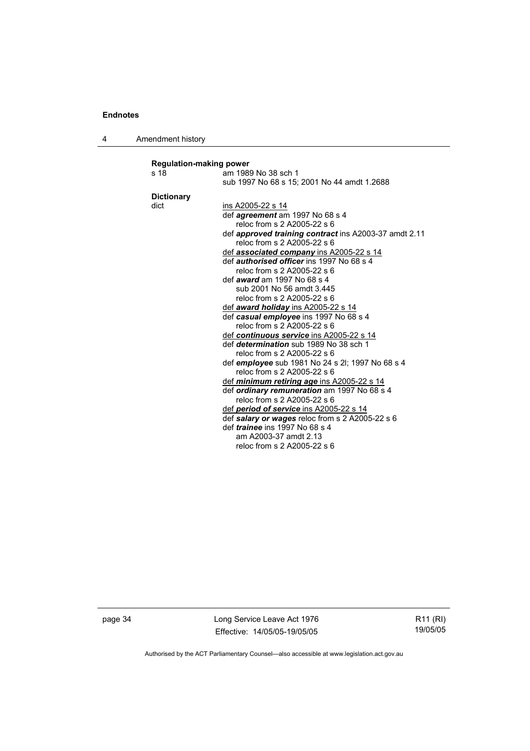**Regulation-making power**

s 18 — am 1989 No 38 sch 1
sub 1997 No 68 s 15; 2001 No 44 amdt 1.2688

**Dictionary**

dict — <u>ins A2005-22 s 14</u>

def ***agreement*** am 1997 No 68 s 4
reloc from s 2 A2005-22 s 6

def ***approved training contract*** ins A2003-37 amdt 2.11
reloc from s 2 A2005-22 s 6

<u>def ***associated company*** ins A2005-22 s 14</u>

def ***authorised officer*** ins 1997 No 68 s 4
reloc from s 2 A2005-22 s 6

def ***award*** am 1997 No 68 s 4
sub 2001 No 56 amdt 3.445
reloc from s 2 A2005-22 s 6

<u>def ***award holiday*** ins A2005-22 s 14</u>

def ***casual employee*** ins 1997 No 68 s 4
reloc from s 2 A2005-22 s 6

<u>def ***continuous service*** ins A2005-22 s 14</u>

def ***determination*** sub 1989 No 38 sch 1
reloc from s 2 A2005-22 s 6

def ***employee*** sub 1981 No 24 s 2l; 1997 No 68 s 4
reloc from s 2 A2005-22 s 6

<u>def ***minimum retiring age*** ins A2005-22 s 14</u>

def ***ordinary remuneration*** am 1997 No 68 s 4
reloc from s 2 A2005-22 s 6

<u>def ***period of service*** ins A2005-22 s 14</u>

def ***salary or wages*** reloc from s 2 A2005-22 s 6

def ***trainee*** ins 1997 No 68 s 4
am A2003-37 amdt 2.13
reloc from s 2 A2005-22 s 6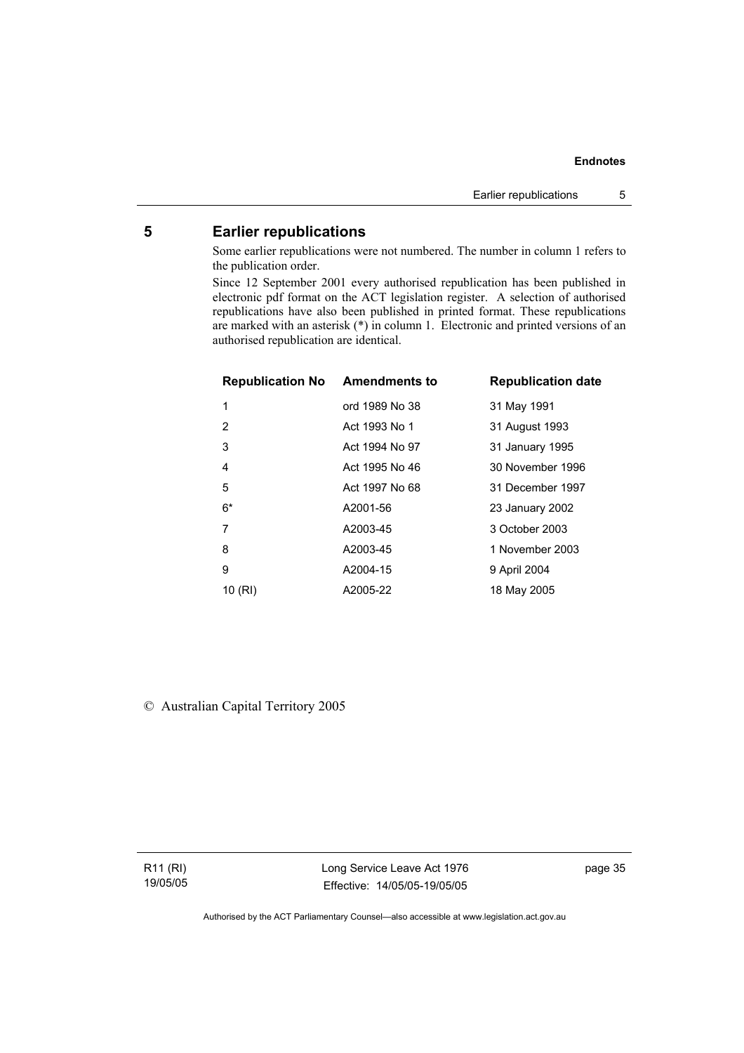## 5 Earlier republications

Some earlier republications were not numbered. The number in column 1 refers to the publication order.

Since 12 September 2001 every authorised republication has been published in electronic pdf format on the ACT legislation register. A selection of authorised republications have also been published in printed format. These republications are marked with an asterisk (*) in column 1. Electronic and printed versions of an authorised republication are identical.

| Republication No | Amendments to | Republication date |
|---|---|---|
| 1 | ord 1989 No 38 | 31 May 1991 |
| 2 | Act 1993 No 1 | 31 August 1993 |
| 3 | Act 1994 No 97 | 31 January 1995 |
| 4 | Act 1995 No 46 | 30 November 1996 |
| 5 | Act 1997 No 68 | 31 December 1997 |
| 6* | A2001-56 | 23 January 2002 |
| 7 | A2003-45 | 3 October 2003 |
| 8 | A2003-45 | 1 November 2003 |
| 9 | A2004-15 | 9 April 2004 |
| 10 (RI) | A2005-22 | 18 May 2005 |

© Australian Capital Territory 2005